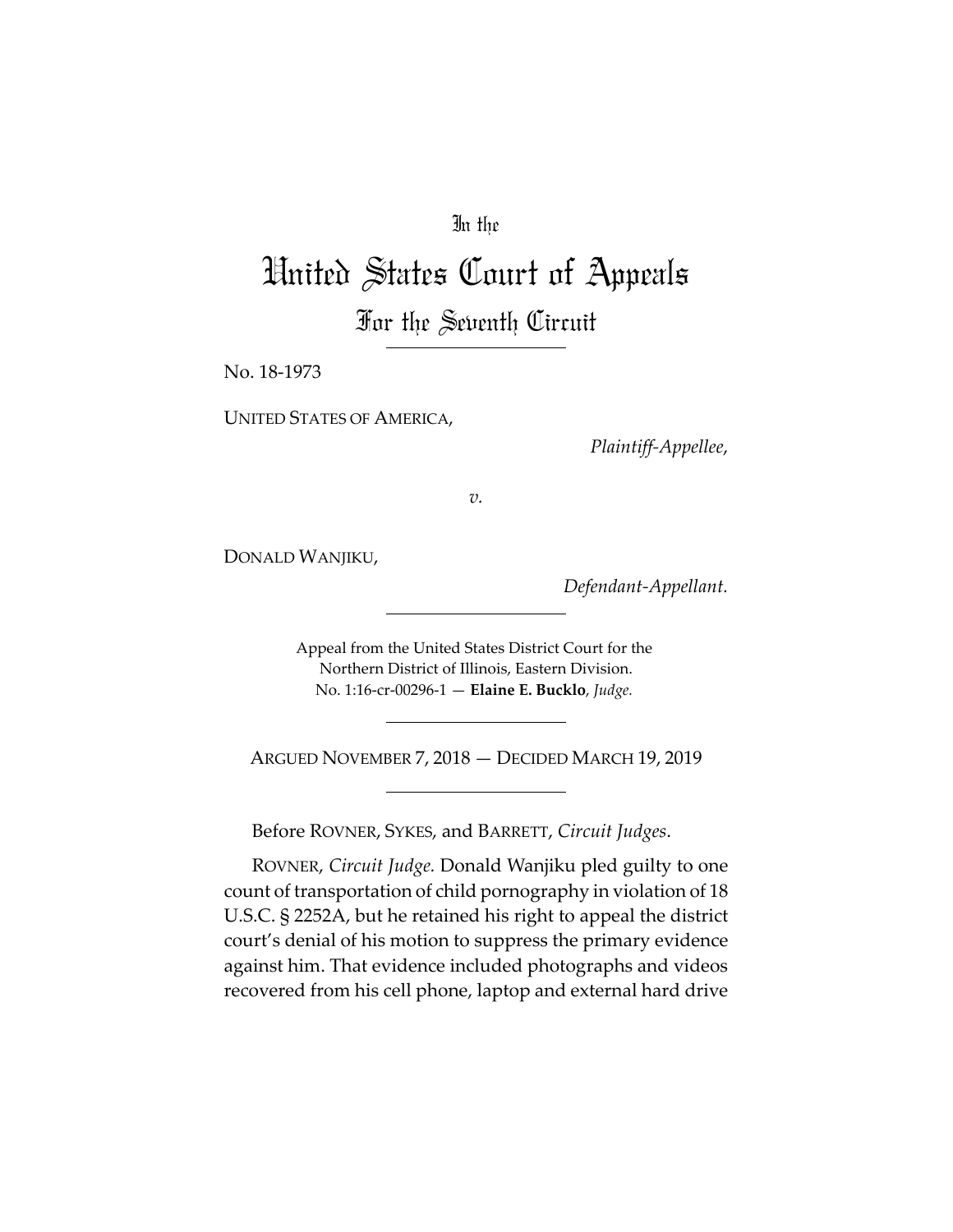In the

# United States Court of Appeals

## For the Seventh Circuit

No. 18-1973

UNITED STATES OF AMERICA,

*Plaintiff-Appellee*,

*v.*

DONALD WANJIKU,

*Defendant-Appellant.*

Appeal from the United States District Court for the Northern District of Illinois, Eastern Division.
No. 1:16-cr-00296-1 — **Elaine E. Bucklo**, *Judge.*

ARGUED NOVEMBER 7, 2018 — DECIDED MARCH 19, 2019

Before ROVNER, SYKES, and BARRETT, *Circuit Judges*.

ROVNER, *Circuit Judge.* Donald Wanjiku pled guilty to one count of transportation of child pornography in violation of 18 U.S.C. § 2252A, but he retained his right to appeal the district court's denial of his motion to suppress the primary evidence against him. That evidence included photographs and videos recovered from his cell phone, laptop and external hard drive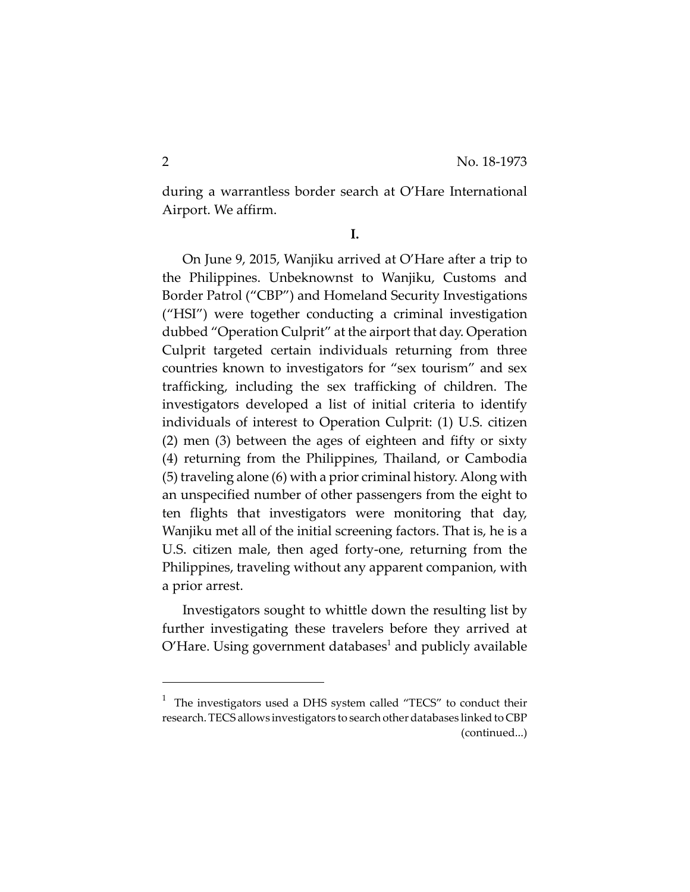during a warrantless border search at O'Hare International Airport. We affirm.

**I.**

On June 9, 2015, Wanjiku arrived at O'Hare after a trip to the Philippines. Unbeknownst to Wanjiku, Customs and Border Patrol ("CBP") and Homeland Security Investigations ("HSI") were together conducting a criminal investigation dubbed "Operation Culprit" at the airport that day. Operation Culprit targeted certain individuals returning from three countries known to investigators for "sex tourism" and sex trafficking, including the sex trafficking of children. The investigators developed a list of initial criteria to identify individuals of interest to Operation Culprit: (1) U.S. citizen (2) men (3) between the ages of eighteen and fifty or sixty (4) returning from the Philippines, Thailand, or Cambodia (5) traveling alone (6) with a prior criminal history. Along with an unspecified number of other passengers from the eight to ten flights that investigators were monitoring that day, Wanjiku met all of the initial screening factors. That is, he is a U.S. citizen male, then aged forty-one, returning from the Philippines, traveling without any apparent companion, with a prior arrest.

Investigators sought to whittle down the resulting list by further investigating these travelers before they arrived at O'Hare. Using government databases[1] and publicly available

---

[1] The investigators used a DHS system called "TECS" to conduct their research. TECS allows investigators to search other databases linked to CBP (continued...)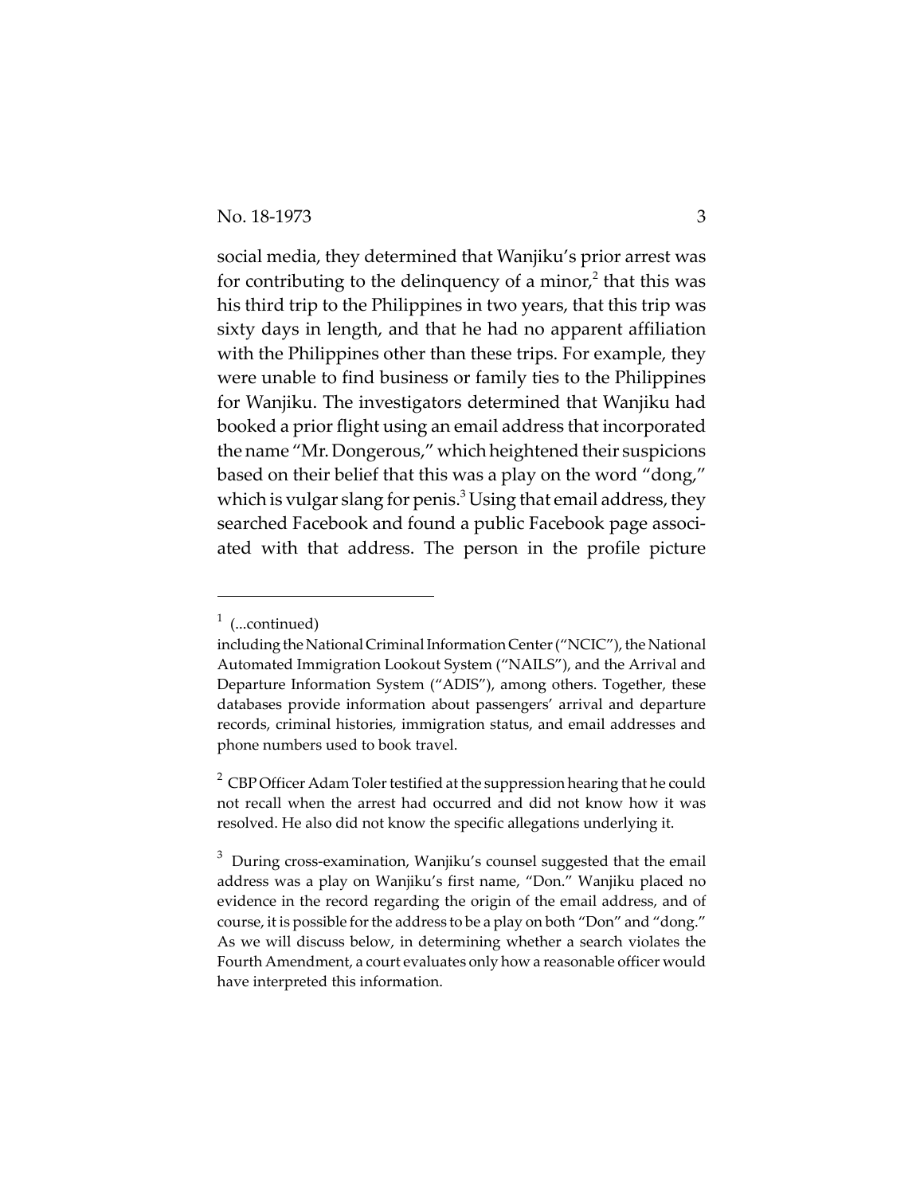social media, they determined that Wanjiku's prior arrest was for contributing to the delinquency of a minor,[2] that this was his third trip to the Philippines in two years, that this trip was sixty days in length, and that he had no apparent affiliation with the Philippines other than these trips. For example, they were unable to find business or family ties to the Philippines for Wanjiku. The investigators determined that Wanjiku had booked a prior flight using an email address that incorporated the name "Mr. Dongerous," which heightened their suspicions based on their belief that this was a play on the word "dong," which is vulgar slang for penis.[3] Using that email address, they searched Facebook and found a public Facebook page associated with that address. The person in the profile picture

---

[1] (...continued)

including the National Criminal Information Center ("NCIC"), the National Automated Immigration Lookout System ("NAILS"), and the Arrival and Departure Information System ("ADIS"), among others. Together, these databases provide information about passengers' arrival and departure records, criminal histories, immigration status, and email addresses and phone numbers used to book travel.

[2] CBP Officer Adam Toler testified at the suppression hearing that he could not recall when the arrest had occurred and did not know how it was resolved. He also did not know the specific allegations underlying it.

[3] During cross-examination, Wanjiku's counsel suggested that the email address was a play on Wanjiku's first name, "Don." Wanjiku placed no evidence in the record regarding the origin of the email address, and of course, it is possible for the address to be a play on both "Don" and "dong." As we will discuss below, in determining whether a search violates the Fourth Amendment, a court evaluates only how a reasonable officer would have interpreted this information.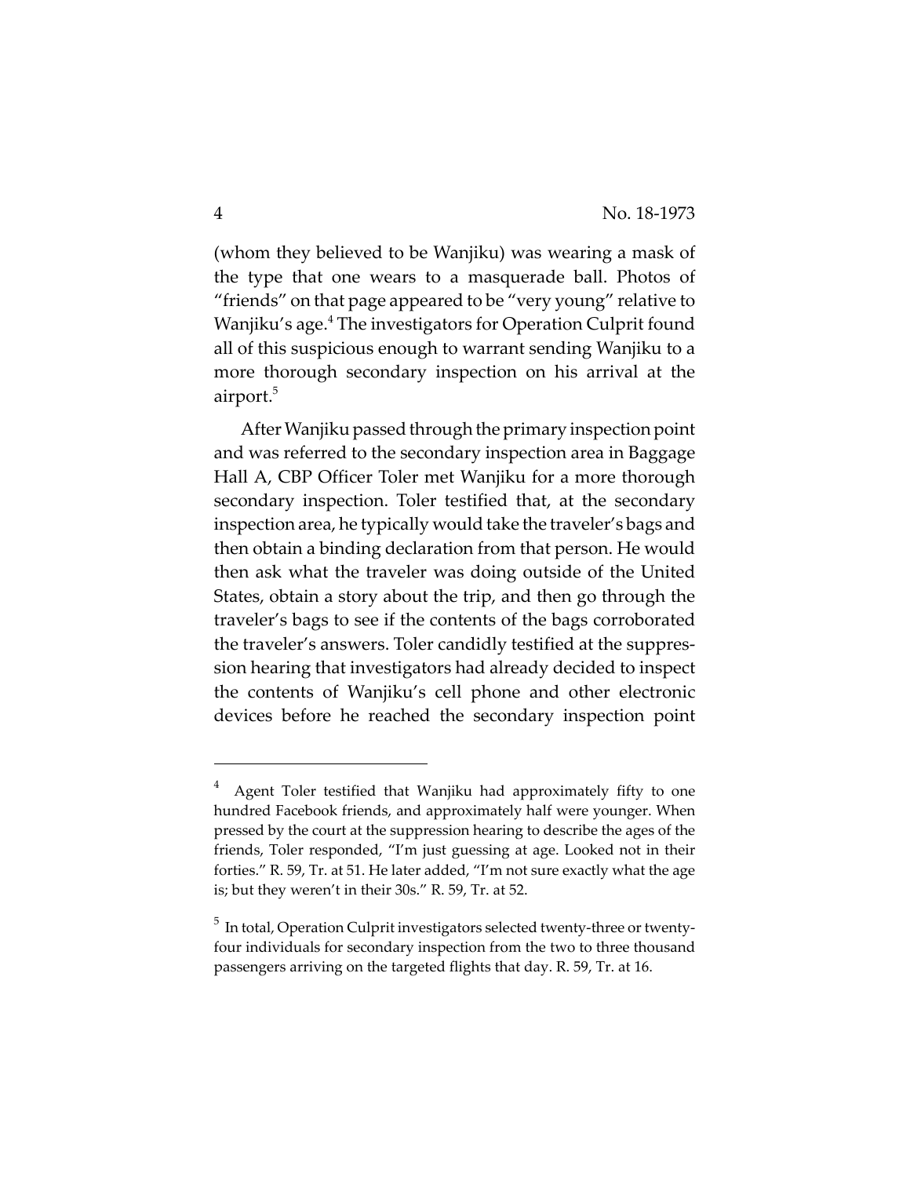(whom they believed to be Wanjiku) was wearing a mask of the type that one wears to a masquerade ball. Photos of "friends" on that page appeared to be "very young" relative to Wanjiku's age.[4] The investigators for Operation Culprit found all of this suspicious enough to warrant sending Wanjiku to a more thorough secondary inspection on his arrival at the airport.[5]

After Wanjiku passed through the primary inspection point and was referred to the secondary inspection area in Baggage Hall A, CBP Officer Toler met Wanjiku for a more thorough secondary inspection. Toler testified that, at the secondary inspection area, he typically would take the traveler's bags and then obtain a binding declaration from that person. He would then ask what the traveler was doing outside of the United States, obtain a story about the trip, and then go through the traveler's bags to see if the contents of the bags corroborated the traveler's answers. Toler candidly testified at the suppression hearing that investigators had already decided to inspect the contents of Wanjiku's cell phone and other electronic devices before he reached the secondary inspection point

---

[4] Agent Toler testified that Wanjiku had approximately fifty to one hundred Facebook friends, and approximately half were younger. When pressed by the court at the suppression hearing to describe the ages of the friends, Toler responded, "I'm just guessing at age. Looked not in their forties." R. 59, Tr. at 51. He later added, "I'm not sure exactly what the age is; but they weren't in their 30s." R. 59, Tr. at 52.

[5] In total, Operation Culprit investigators selected twenty-three or twenty-four individuals for secondary inspection from the two to three thousand passengers arriving on the targeted flights that day. R. 59, Tr. at 16.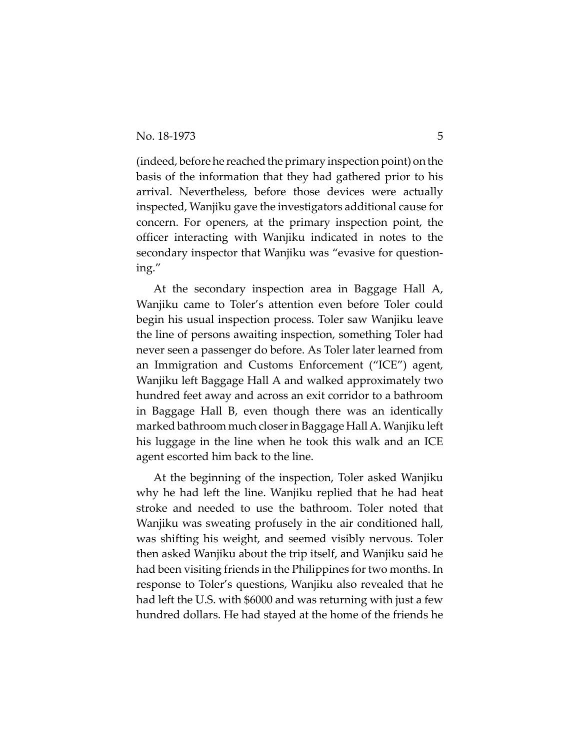(indeed, before he reached the primary inspection point) on the basis of the information that they had gathered prior to his arrival. Nevertheless, before those devices were actually inspected, Wanjiku gave the investigators additional cause for concern. For openers, at the primary inspection point, the officer interacting with Wanjiku indicated in notes to the secondary inspector that Wanjiku was "evasive for questioning."

At the secondary inspection area in Baggage Hall A, Wanjiku came to Toler's attention even before Toler could begin his usual inspection process. Toler saw Wanjiku leave the line of persons awaiting inspection, something Toler had never seen a passenger do before. As Toler later learned from an Immigration and Customs Enforcement ("ICE") agent, Wanjiku left Baggage Hall A and walked approximately two hundred feet away and across an exit corridor to a bathroom in Baggage Hall B, even though there was an identically marked bathroom much closer in Baggage Hall A. Wanjiku left his luggage in the line when he took this walk and an ICE agent escorted him back to the line.

At the beginning of the inspection, Toler asked Wanjiku why he had left the line. Wanjiku replied that he had heat stroke and needed to use the bathroom. Toler noted that Wanjiku was sweating profusely in the air conditioned hall, was shifting his weight, and seemed visibly nervous. Toler then asked Wanjiku about the trip itself, and Wanjiku said he had been visiting friends in the Philippines for two months. In response to Toler's questions, Wanjiku also revealed that he had left the U.S. with $6000 and was returning with just a few hundred dollars. He had stayed at the home of the friends he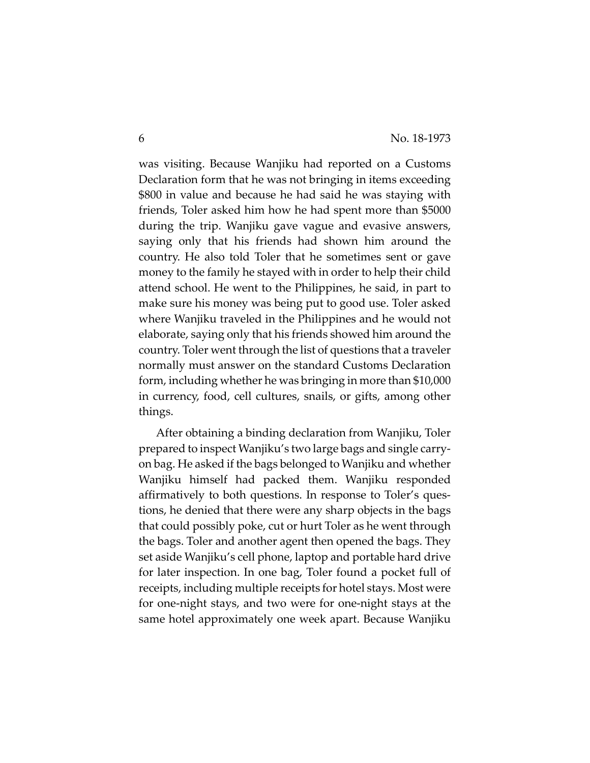was visiting. Because Wanjiku had reported on a Customs Declaration form that he was not bringing in items exceeding $800 in value and because he had said he was staying with friends, Toler asked him how he had spent more than $5000 during the trip. Wanjiku gave vague and evasive answers, saying only that his friends had shown him around the country. He also told Toler that he sometimes sent or gave money to the family he stayed with in order to help their child attend school. He went to the Philippines, he said, in part to make sure his money was being put to good use. Toler asked where Wanjiku traveled in the Philippines and he would not elaborate, saying only that his friends showed him around the country. Toler went through the list of questions that a traveler normally must answer on the standard Customs Declaration form, including whether he was bringing in more than $10,000 in currency, food, cell cultures, snails, or gifts, among other things.

After obtaining a binding declaration from Wanjiku, Toler prepared to inspect Wanjiku's two large bags and single carry-on bag. He asked if the bags belonged to Wanjiku and whether Wanjiku himself had packed them. Wanjiku responded affirmatively to both questions. In response to Toler's questions, he denied that there were any sharp objects in the bags that could possibly poke, cut or hurt Toler as he went through the bags. Toler and another agent then opened the bags. They set aside Wanjiku's cell phone, laptop and portable hard drive for later inspection. In one bag, Toler found a pocket full of receipts, including multiple receipts for hotel stays. Most were for one-night stays, and two were for one-night stays at the same hotel approximately one week apart. Because Wanjiku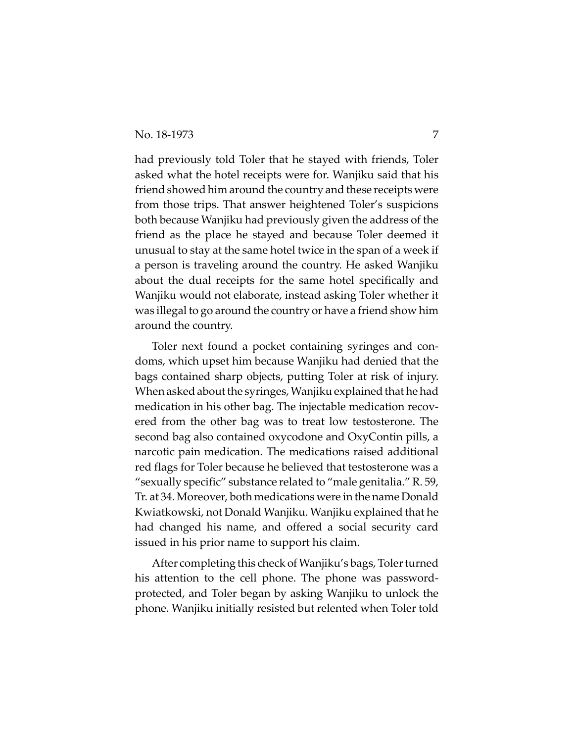had previously told Toler that he stayed with friends, Toler asked what the hotel receipts were for. Wanjiku said that his friend showed him around the country and these receipts were from those trips. That answer heightened Toler's suspicions both because Wanjiku had previously given the address of the friend as the place he stayed and because Toler deemed it unusual to stay at the same hotel twice in the span of a week if a person is traveling around the country. He asked Wanjiku about the dual receipts for the same hotel specifically and Wanjiku would not elaborate, instead asking Toler whether it was illegal to go around the country or have a friend show him around the country.

Toler next found a pocket containing syringes and condoms, which upset him because Wanjiku had denied that the bags contained sharp objects, putting Toler at risk of injury. When asked about the syringes, Wanjiku explained that he had medication in his other bag. The injectable medication recovered from the other bag was to treat low testosterone. The second bag also contained oxycodone and OxyContin pills, a narcotic pain medication. The medications raised additional red flags for Toler because he believed that testosterone was a "sexually specific" substance related to "male genitalia." R. 59, Tr. at 34. Moreover, both medications were in the name Donald Kwiatkowski, not Donald Wanjiku. Wanjiku explained that he had changed his name, and offered a social security card issued in his prior name to support his claim.

After completing this check of Wanjiku's bags, Toler turned his attention to the cell phone. The phone was password-protected, and Toler began by asking Wanjiku to unlock the phone. Wanjiku initially resisted but relented when Toler told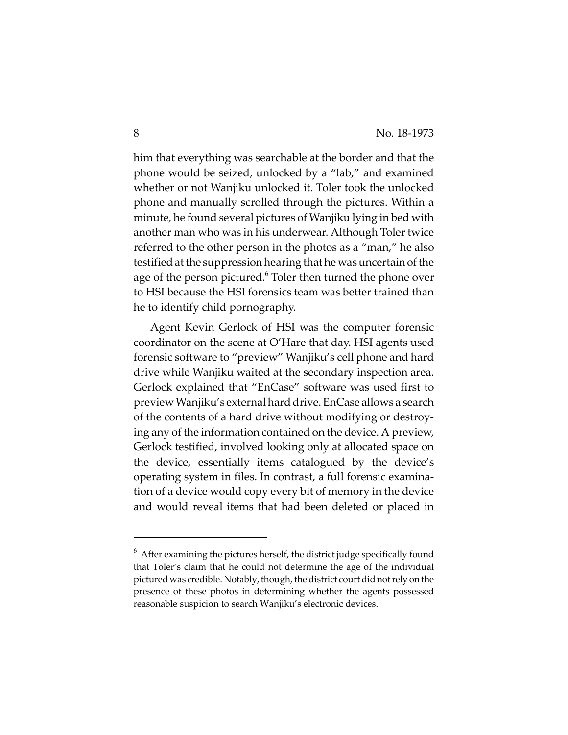him that everything was searchable at the border and that the phone would be seized, unlocked by a "lab," and examined whether or not Wanjiku unlocked it. Toler took the unlocked phone and manually scrolled through the pictures. Within a minute, he found several pictures of Wanjiku lying in bed with another man who was in his underwear. Although Toler twice referred to the other person in the photos as a "man," he also testified at the suppression hearing that he was uncertain of the age of the person pictured.[6] Toler then turned the phone over to HSI because the HSI forensics team was better trained than he to identify child pornography.

Agent Kevin Gerlock of HSI was the computer forensic coordinator on the scene at O'Hare that day. HSI agents used forensic software to "preview" Wanjiku's cell phone and hard drive while Wanjiku waited at the secondary inspection area. Gerlock explained that "EnCase" software was used first to preview Wanjiku's external hard drive. EnCase allows a search of the contents of a hard drive without modifying or destroying any of the information contained on the device. A preview, Gerlock testified, involved looking only at allocated space on the device, essentially items catalogued by the device's operating system in files. In contrast, a full forensic examination of a device would copy every bit of memory in the device and would reveal items that had been deleted or placed in

---

[6] After examining the pictures herself, the district judge specifically found that Toler's claim that he could not determine the age of the individual pictured was credible. Notably, though, the district court did not rely on the presence of these photos in determining whether the agents possessed reasonable suspicion to search Wanjiku's electronic devices.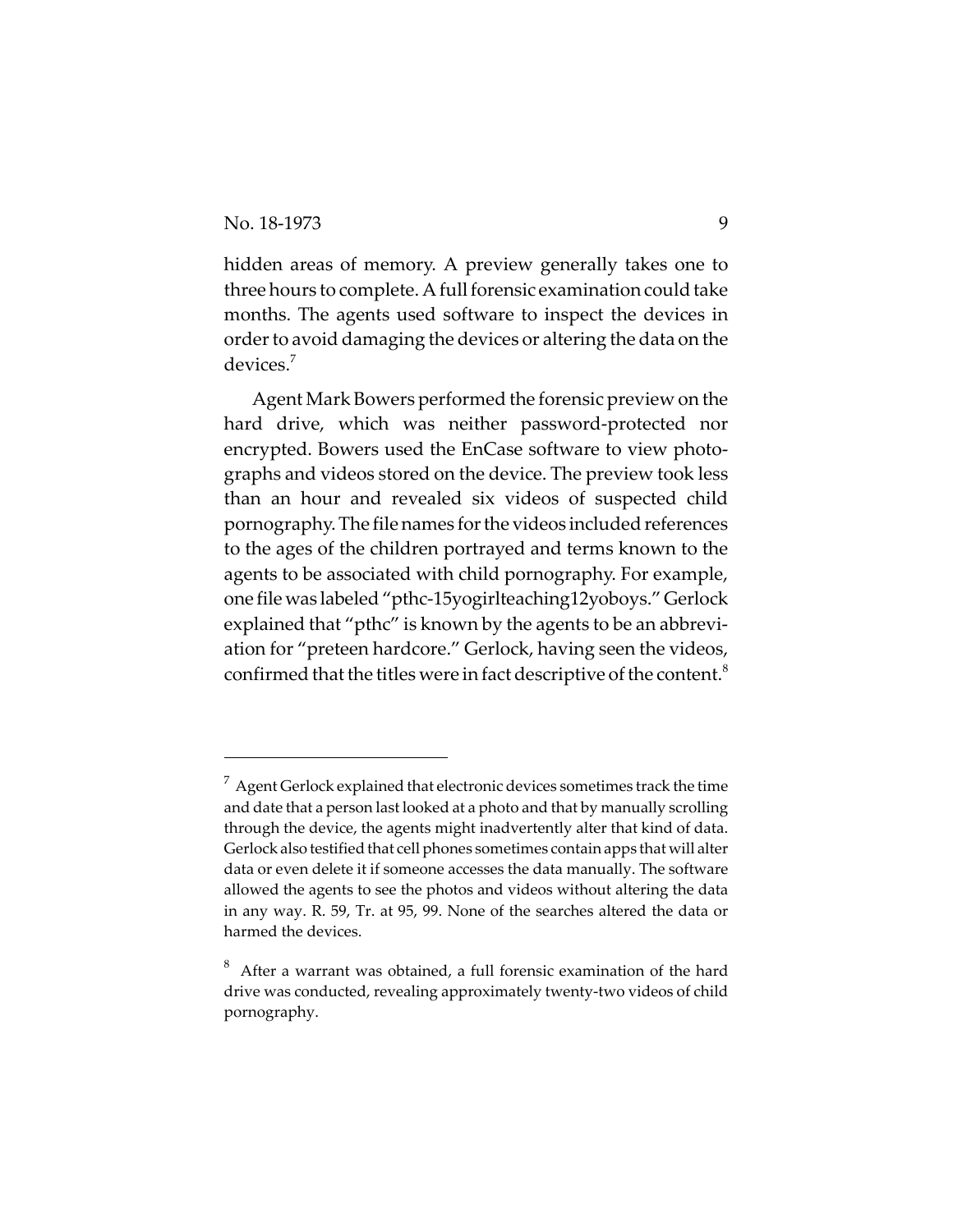hidden areas of memory. A preview generally takes one to three hours to complete. A full forensic examination could take months. The agents used software to inspect the devices in order to avoid damaging the devices or altering the data on the devices.[7]

Agent Mark Bowers performed the forensic preview on the hard drive, which was neither password-protected nor encrypted. Bowers used the EnCase software to view photographs and videos stored on the device. The preview took less than an hour and revealed six videos of suspected child pornography. The file names for the videos included references to the ages of the children portrayed and terms known to the agents to be associated with child pornography. For example, one file was labeled "pthc-15yogirlteaching12yoboys." Gerlock explained that "pthc" is known by the agents to be an abbreviation for "preteen hardcore." Gerlock, having seen the videos, confirmed that the titles were in fact descriptive of the content.[8]

---

[7] Agent Gerlock explained that electronic devices sometimes track the time and date that a person last looked at a photo and that by manually scrolling through the device, the agents might inadvertently alter that kind of data. Gerlock also testified that cell phones sometimes contain apps that will alter data or even delete it if someone accesses the data manually. The software allowed the agents to see the photos and videos without altering the data in any way. R. 59, Tr. at 95, 99. None of the searches altered the data or harmed the devices.

[8] After a warrant was obtained, a full forensic examination of the hard drive was conducted, revealing approximately twenty-two videos of child pornography.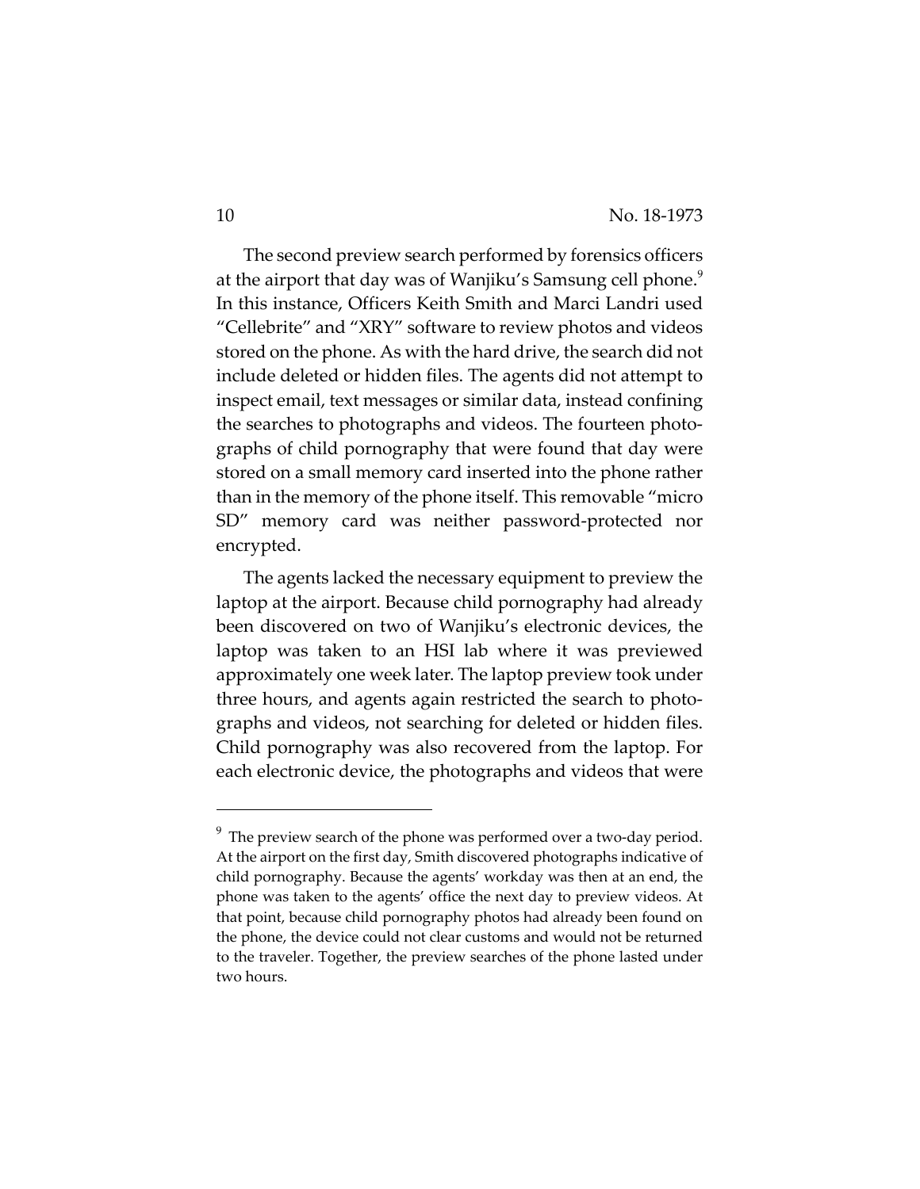The second preview search performed by forensics officers at the airport that day was of Wanjiku's Samsung cell phone.[9] In this instance, Officers Keith Smith and Marci Landri used "Cellebrite" and "XRY" software to review photos and videos stored on the phone. As with the hard drive, the search did not include deleted or hidden files. The agents did not attempt to inspect email, text messages or similar data, instead confining the searches to photographs and videos. The fourteen photographs of child pornography that were found that day were stored on a small memory card inserted into the phone rather than in the memory of the phone itself. This removable "micro SD" memory card was neither password-protected nor encrypted.

The agents lacked the necessary equipment to preview the laptop at the airport. Because child pornography had already been discovered on two of Wanjiku's electronic devices, the laptop was taken to an HSI lab where it was previewed approximately one week later. The laptop preview took under three hours, and agents again restricted the search to photographs and videos, not searching for deleted or hidden files. Child pornography was also recovered from the laptop. For each electronic device, the photographs and videos that were

---

[9] The preview search of the phone was performed over a two-day period. At the airport on the first day, Smith discovered photographs indicative of child pornography. Because the agents' workday was then at an end, the phone was taken to the agents' office the next day to preview videos. At that point, because child pornography photos had already been found on the phone, the device could not clear customs and would not be returned to the traveler. Together, the preview searches of the phone lasted under two hours.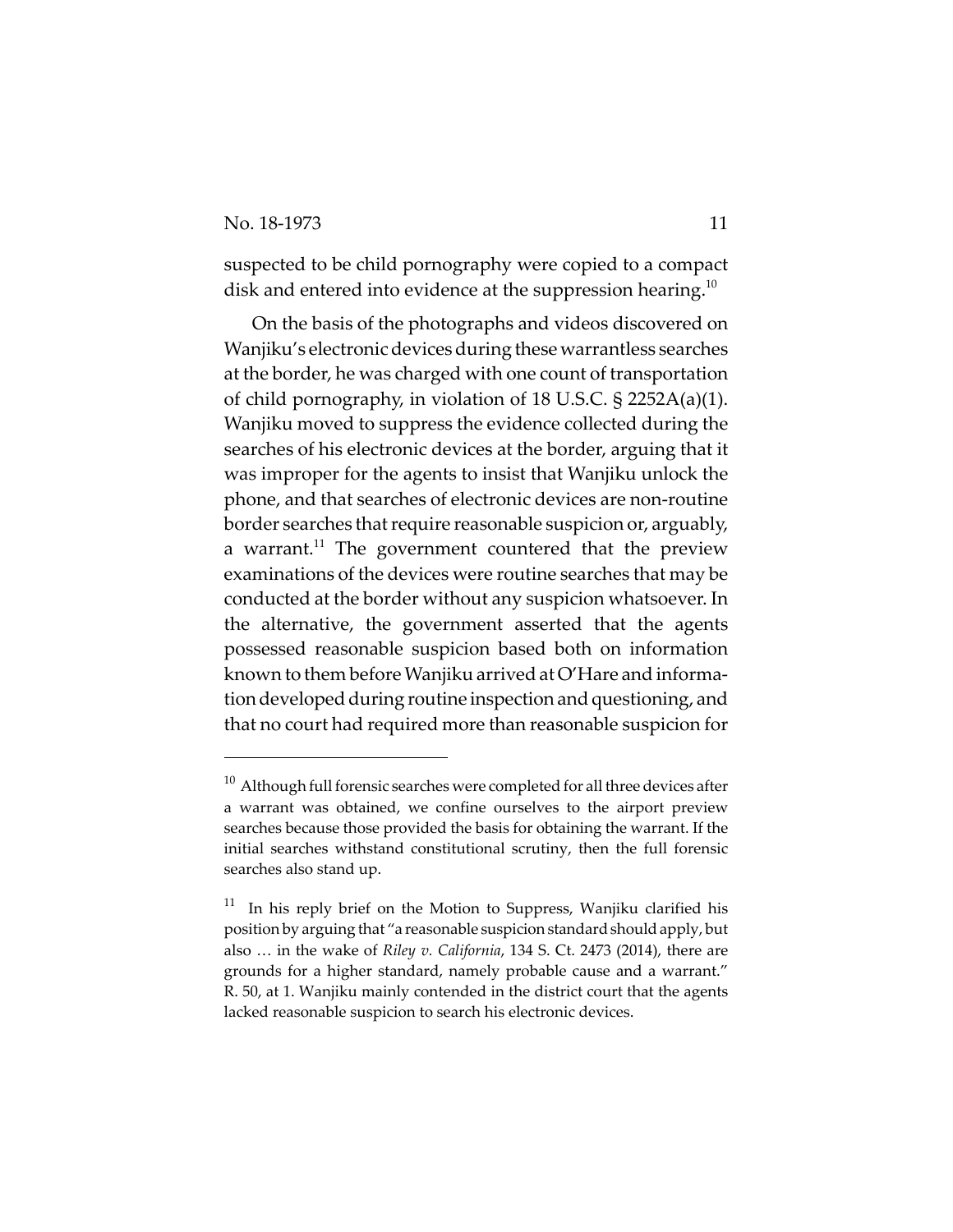suspected to be child pornography were copied to a compact disk and entered into evidence at the suppression hearing.[10]

On the basis of the photographs and videos discovered on Wanjiku's electronic devices during these warrantless searches at the border, he was charged with one count of transportation of child pornography, in violation of 18 U.S.C. § 2252A(a)(1). Wanjiku moved to suppress the evidence collected during the searches of his electronic devices at the border, arguing that it was improper for the agents to insist that Wanjiku unlock the phone, and that searches of electronic devices are non-routine border searches that require reasonable suspicion or, arguably, a warrant.[11] The government countered that the preview examinations of the devices were routine searches that may be conducted at the border without any suspicion whatsoever. In the alternative, the government asserted that the agents possessed reasonable suspicion based both on information known to them before Wanjiku arrived at O'Hare and information developed during routine inspection and questioning, and that no court had required more than reasonable suspicion for

---

[10] Although full forensic searches were completed for all three devices after a warrant was obtained, we confine ourselves to the airport preview searches because those provided the basis for obtaining the warrant. If the initial searches withstand constitutional scrutiny, then the full forensic searches also stand up.

[11] In his reply brief on the Motion to Suppress, Wanjiku clarified his position by arguing that "a reasonable suspicion standard should apply, but also … in the wake of *Riley v. California*, 134 S. Ct. 2473 (2014), there are grounds for a higher standard, namely probable cause and a warrant." R. 50, at 1. Wanjiku mainly contended in the district court that the agents lacked reasonable suspicion to search his electronic devices.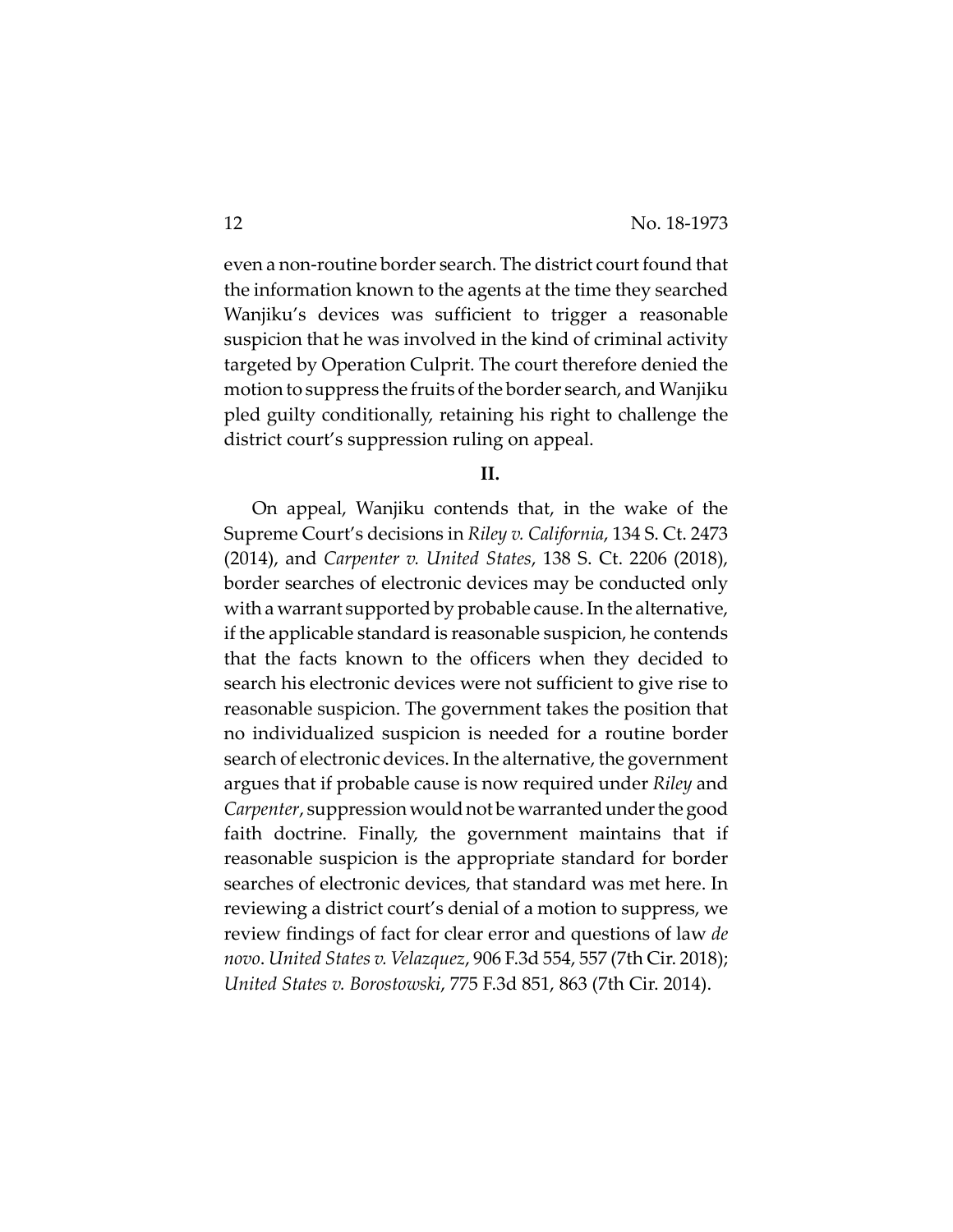even a non-routine border search. The district court found that the information known to the agents at the time they searched Wanjiku's devices was sufficient to trigger a reasonable suspicion that he was involved in the kind of criminal activity targeted by Operation Culprit. The court therefore denied the motion to suppress the fruits of the border search, and Wanjiku pled guilty conditionally, retaining his right to challenge the district court's suppression ruling on appeal.

**II.**

On appeal, Wanjiku contends that, in the wake of the Supreme Court's decisions in *Riley v. California*, 134 S. Ct. 2473 (2014), and *Carpenter v. United States*, 138 S. Ct. 2206 (2018), border searches of electronic devices may be conducted only with a warrant supported by probable cause. In the alternative, if the applicable standard is reasonable suspicion, he contends that the facts known to the officers when they decided to search his electronic devices were not sufficient to give rise to reasonable suspicion. The government takes the position that no individualized suspicion is needed for a routine border search of electronic devices. In the alternative, the government argues that if probable cause is now required under *Riley* and *Carpenter*, suppression would not be warranted under the good faith doctrine. Finally, the government maintains that if reasonable suspicion is the appropriate standard for border searches of electronic devices, that standard was met here. In reviewing a district court's denial of a motion to suppress, we review findings of fact for clear error and questions of law *de novo*. *United States v. Velazquez*, 906 F.3d 554, 557 (7th Cir. 2018); *United States v. Borostowski*, 775 F.3d 851, 863 (7th Cir. 2014).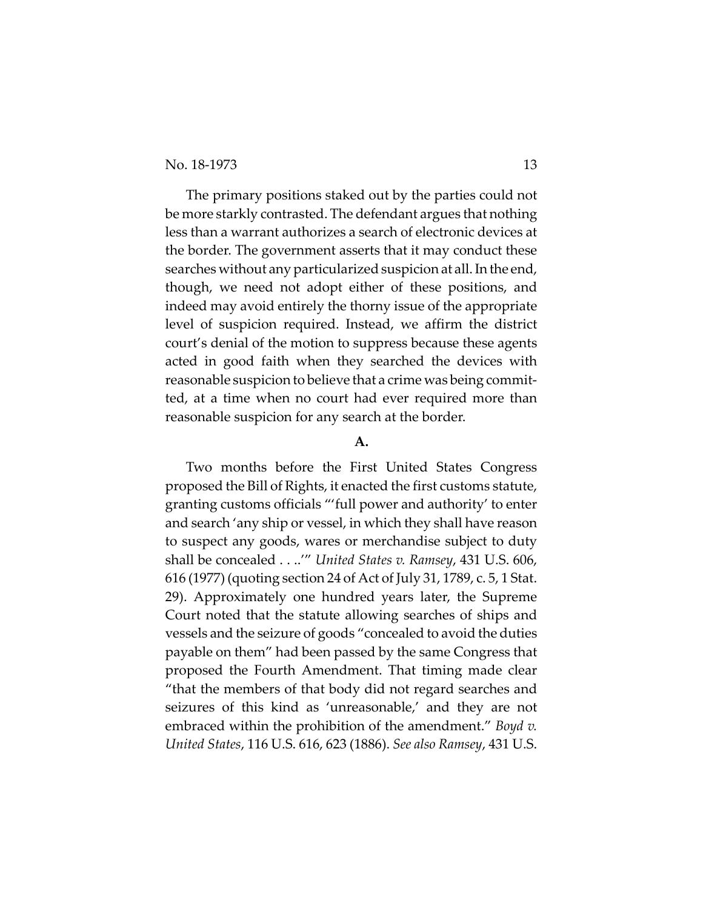The primary positions staked out by the parties could not be more starkly contrasted. The defendant argues that nothing less than a warrant authorizes a search of electronic devices at the border. The government asserts that it may conduct these searches without any particularized suspicion at all. In the end, though, we need not adopt either of these positions, and indeed may avoid entirely the thorny issue of the appropriate level of suspicion required. Instead, we affirm the district court's denial of the motion to suppress because these agents acted in good faith when they searched the devices with reasonable suspicion to believe that a crime was being committed, at a time when no court had ever required more than reasonable suspicion for any search at the border.

**A.**

Two months before the First United States Congress proposed the Bill of Rights, it enacted the first customs statute, granting customs officials "'full power and authority' to enter and search 'any ship or vessel, in which they shall have reason to suspect any goods, wares or merchandise subject to duty shall be concealed . . ..'" *United States v. Ramsey*, 431 U.S. 606, 616 (1977) (quoting section 24 of Act of July 31, 1789, c. 5, 1 Stat. 29). Approximately one hundred years later, the Supreme Court noted that the statute allowing searches of ships and vessels and the seizure of goods "concealed to avoid the duties payable on them" had been passed by the same Congress that proposed the Fourth Amendment. That timing made clear "that the members of that body did not regard searches and seizures of this kind as 'unreasonable,' and they are not embraced within the prohibition of the amendment." *Boyd v. United States*, 116 U.S. 616, 623 (1886). *See also Ramsey*, 431 U.S.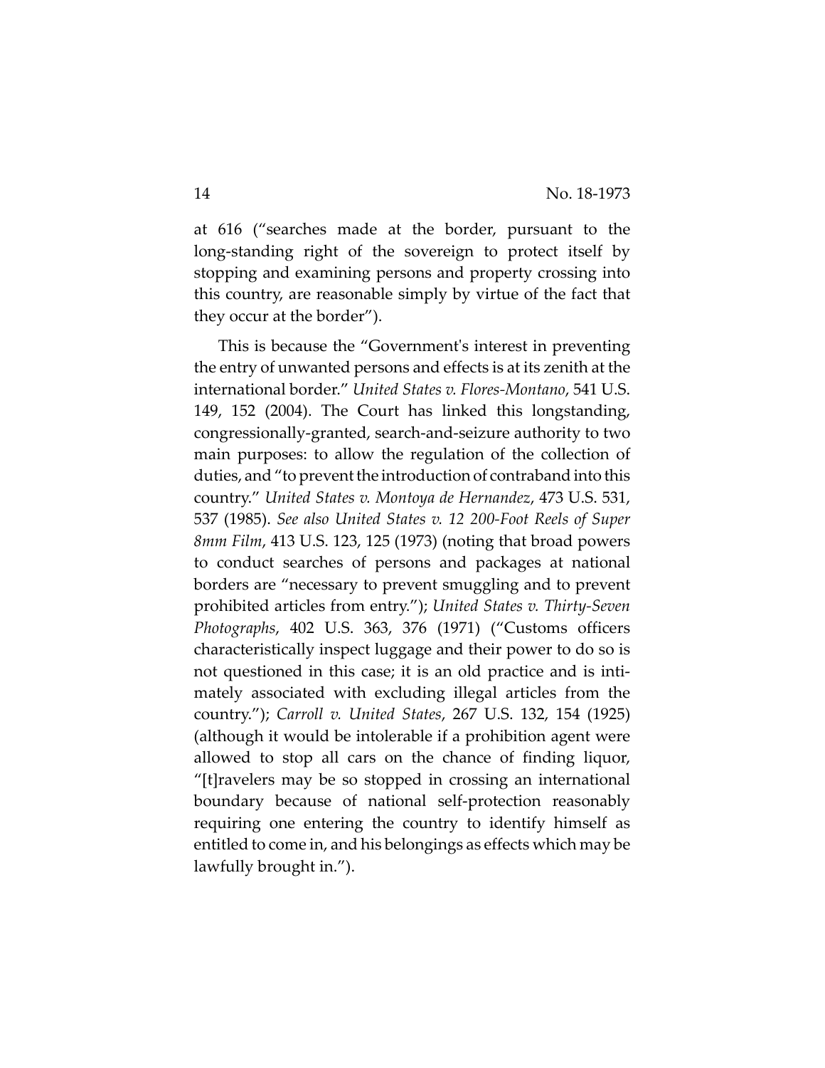at 616 ("searches made at the border, pursuant to the long-standing right of the sovereign to protect itself by stopping and examining persons and property crossing into this country, are reasonable simply by virtue of the fact that they occur at the border").

This is because the "Government's interest in preventing the entry of unwanted persons and effects is at its zenith at the international border." *United States v. Flores-Montano*, 541 U.S. 149, 152 (2004). The Court has linked this longstanding, congressionally-granted, search-and-seizure authority to two main purposes: to allow the regulation of the collection of duties, and "to prevent the introduction of contraband into this country." *United States v. Montoya de Hernandez*, 473 U.S. 531, 537 (1985). *See also United States v. 12 200-Foot Reels of Super 8mm Film*, 413 U.S. 123, 125 (1973) (noting that broad powers to conduct searches of persons and packages at national borders are "necessary to prevent smuggling and to prevent prohibited articles from entry."); *United States v. Thirty-Seven Photographs*, 402 U.S. 363, 376 (1971) ("Customs officers characteristically inspect luggage and their power to do so is not questioned in this case; it is an old practice and is intimately associated with excluding illegal articles from the country."); *Carroll v. United States*, 267 U.S. 132, 154 (1925) (although it would be intolerable if a prohibition agent were allowed to stop all cars on the chance of finding liquor, "[t]ravelers may be so stopped in crossing an international boundary because of national self-protection reasonably requiring one entering the country to identify himself as entitled to come in, and his belongings as effects which may be lawfully brought in.").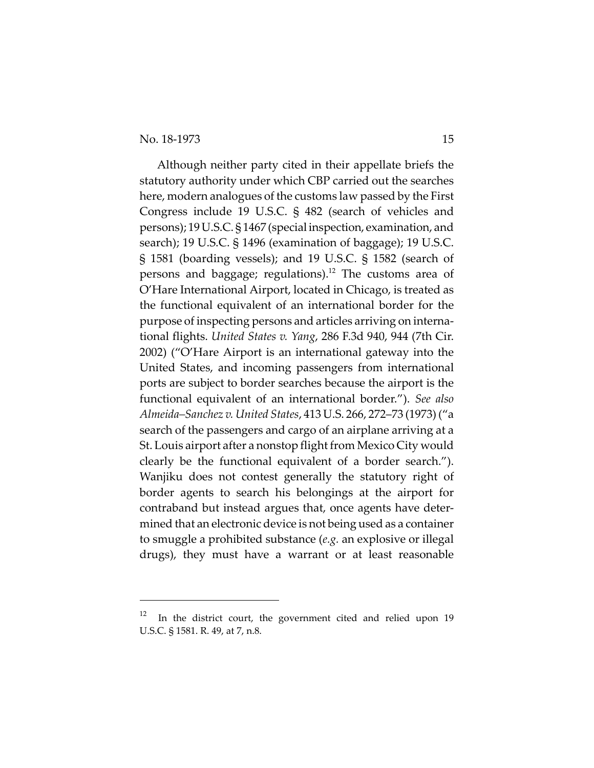Although neither party cited in their appellate briefs the statutory authority under which CBP carried out the searches here, modern analogues of the customs law passed by the First Congress include 19 U.S.C. § 482 (search of vehicles and persons); 19 U.S.C. § 1467 (special inspection, examination, and search); 19 U.S.C. § 1496 (examination of baggage); 19 U.S.C. § 1581 (boarding vessels); and 19 U.S.C. § 1582 (search of persons and baggage; regulations).[12] The customs area of O'Hare International Airport, located in Chicago, is treated as the functional equivalent of an international border for the purpose of inspecting persons and articles arriving on international flights. *United States v. Yang*, 286 F.3d 940, 944 (7th Cir. 2002) ("O'Hare Airport is an international gateway into the United States, and incoming passengers from international ports are subject to border searches because the airport is the functional equivalent of an international border."). *See also Almeida–Sanchez v. United States*, 413 U.S. 266, 272–73 (1973) ("a search of the passengers and cargo of an airplane arriving at a St. Louis airport after a nonstop flight from Mexico City would clearly be the functional equivalent of a border search."). Wanjiku does not contest generally the statutory right of border agents to search his belongings at the airport for contraband but instead argues that, once agents have determined that an electronic device is not being used as a container to smuggle a prohibited substance (*e.g.* an explosive or illegal drugs), they must have a warrant or at least reasonable

---

[12] In the district court, the government cited and relied upon 19 U.S.C. § 1581. R. 49, at 7, n.8.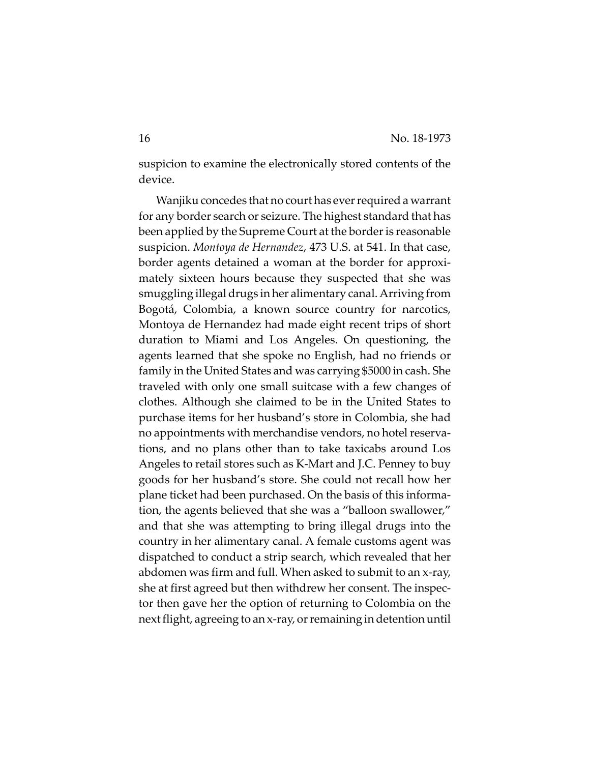suspicion to examine the electronically stored contents of the device.

Wanjiku concedes that no court has ever required a warrant for any border search or seizure. The highest standard that has been applied by the Supreme Court at the border is reasonable suspicion. *Montoya de Hernandez*, 473 U.S. at 541. In that case, border agents detained a woman at the border for approximately sixteen hours because they suspected that she was smuggling illegal drugs in her alimentary canal. Arriving from Bogotá, Colombia, a known source country for narcotics, Montoya de Hernandez had made eight recent trips of short duration to Miami and Los Angeles. On questioning, the agents learned that she spoke no English, had no friends or family in the United States and was carrying $5000 in cash. She traveled with only one small suitcase with a few changes of clothes. Although she claimed to be in the United States to purchase items for her husband's store in Colombia, she had no appointments with merchandise vendors, no hotel reservations, and no plans other than to take taxicabs around Los Angeles to retail stores such as K-Mart and J.C. Penney to buy goods for her husband's store. She could not recall how her plane ticket had been purchased. On the basis of this information, the agents believed that she was a "balloon swallower," and that she was attempting to bring illegal drugs into the country in her alimentary canal. A female customs agent was dispatched to conduct a strip search, which revealed that her abdomen was firm and full. When asked to submit to an x-ray, she at first agreed but then withdrew her consent. The inspector then gave her the option of returning to Colombia on the next flight, agreeing to an x-ray, or remaining in detention until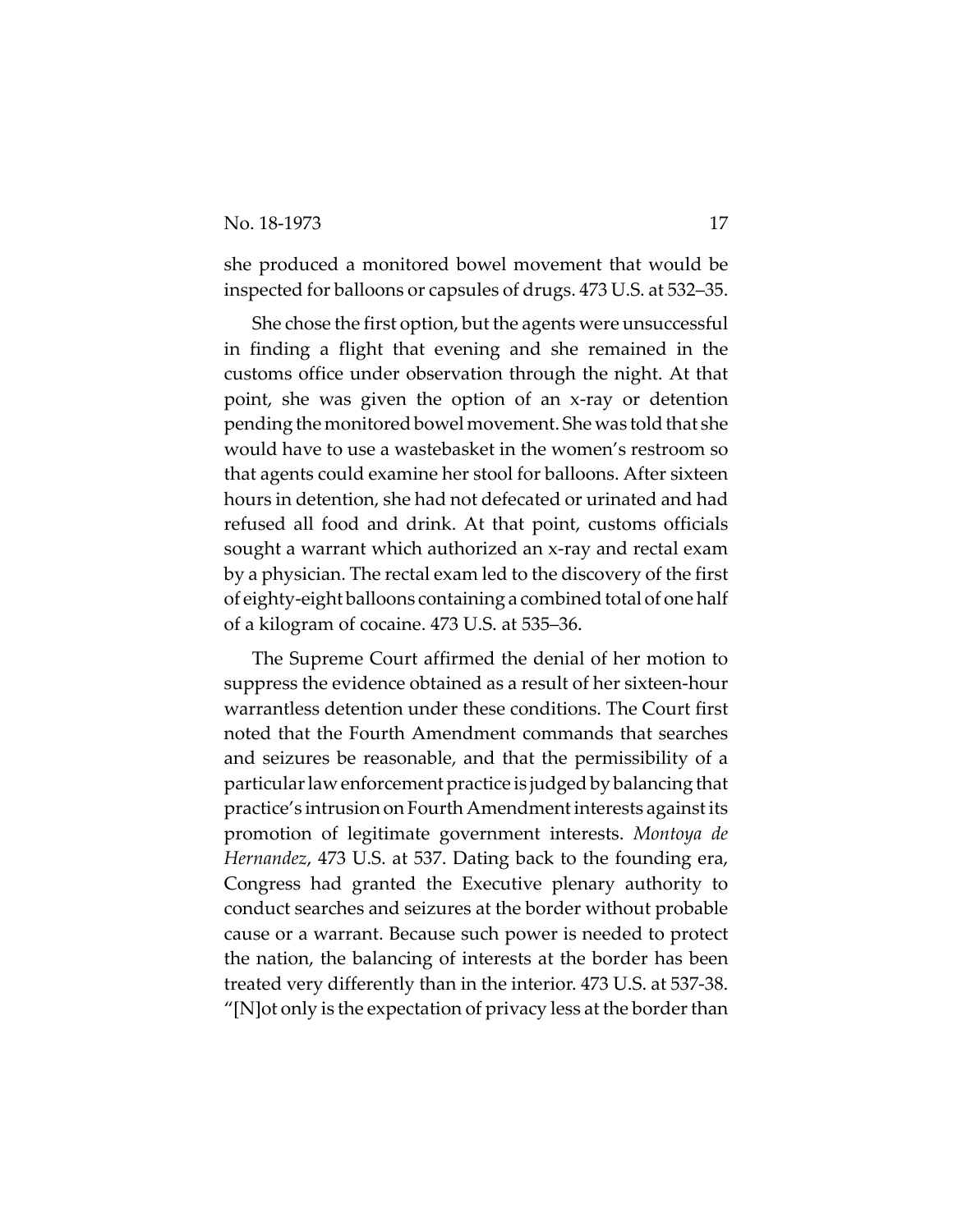she produced a monitored bowel movement that would be inspected for balloons or capsules of drugs. 473 U.S. at 532–35.

She chose the first option, but the agents were unsuccessful in finding a flight that evening and she remained in the customs office under observation through the night. At that point, she was given the option of an x-ray or detention pending the monitored bowel movement. She was told that she would have to use a wastebasket in the women's restroom so that agents could examine her stool for balloons. After sixteen hours in detention, she had not defecated or urinated and had refused all food and drink. At that point, customs officials sought a warrant which authorized an x-ray and rectal exam by a physician. The rectal exam led to the discovery of the first of eighty-eight balloons containing a combined total of one half of a kilogram of cocaine. 473 U.S. at 535–36.

The Supreme Court affirmed the denial of her motion to suppress the evidence obtained as a result of her sixteen-hour warrantless detention under these conditions. The Court first noted that the Fourth Amendment commands that searches and seizures be reasonable, and that the permissibility of a particular law enforcement practice is judged by balancing that practice's intrusion on Fourth Amendment interests against its promotion of legitimate government interests. *Montoya de Hernandez*, 473 U.S. at 537. Dating back to the founding era, Congress had granted the Executive plenary authority to conduct searches and seizures at the border without probable cause or a warrant. Because such power is needed to protect the nation, the balancing of interests at the border has been treated very differently than in the interior. 473 U.S. at 537-38. "[N]ot only is the expectation of privacy less at the border than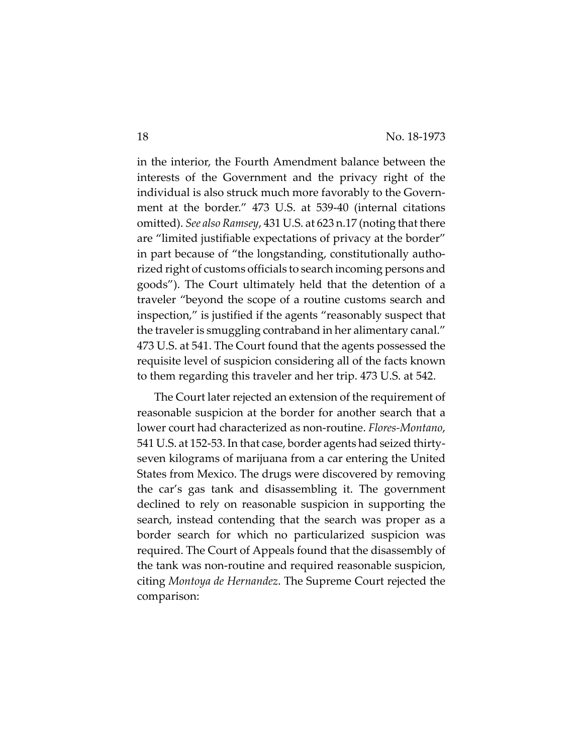in the interior, the Fourth Amendment balance between the interests of the Government and the privacy right of the individual is also struck much more favorably to the Government at the border." 473 U.S. at 539-40 (internal citations omitted). *See also Ramsey*, 431 U.S. at 623 n.17 (noting that there are "limited justifiable expectations of privacy at the border" in part because of "the longstanding, constitutionally authorized right of customs officials to search incoming persons and goods"). The Court ultimately held that the detention of a traveler "beyond the scope of a routine customs search and inspection," is justified if the agents "reasonably suspect that the traveler is smuggling contraband in her alimentary canal." 473 U.S. at 541. The Court found that the agents possessed the requisite level of suspicion considering all of the facts known to them regarding this traveler and her trip. 473 U.S. at 542.

The Court later rejected an extension of the requirement of reasonable suspicion at the border for another search that a lower court had characterized as non-routine. *Flores-Montano*, 541 U.S. at 152-53. In that case, border agents had seized thirty-seven kilograms of marijuana from a car entering the United States from Mexico. The drugs were discovered by removing the car's gas tank and disassembling it. The government declined to rely on reasonable suspicion in supporting the search, instead contending that the search was proper as a border search for which no particularized suspicion was required. The Court of Appeals found that the disassembly of the tank was non-routine and required reasonable suspicion, citing *Montoya de Hernandez*. The Supreme Court rejected the comparison: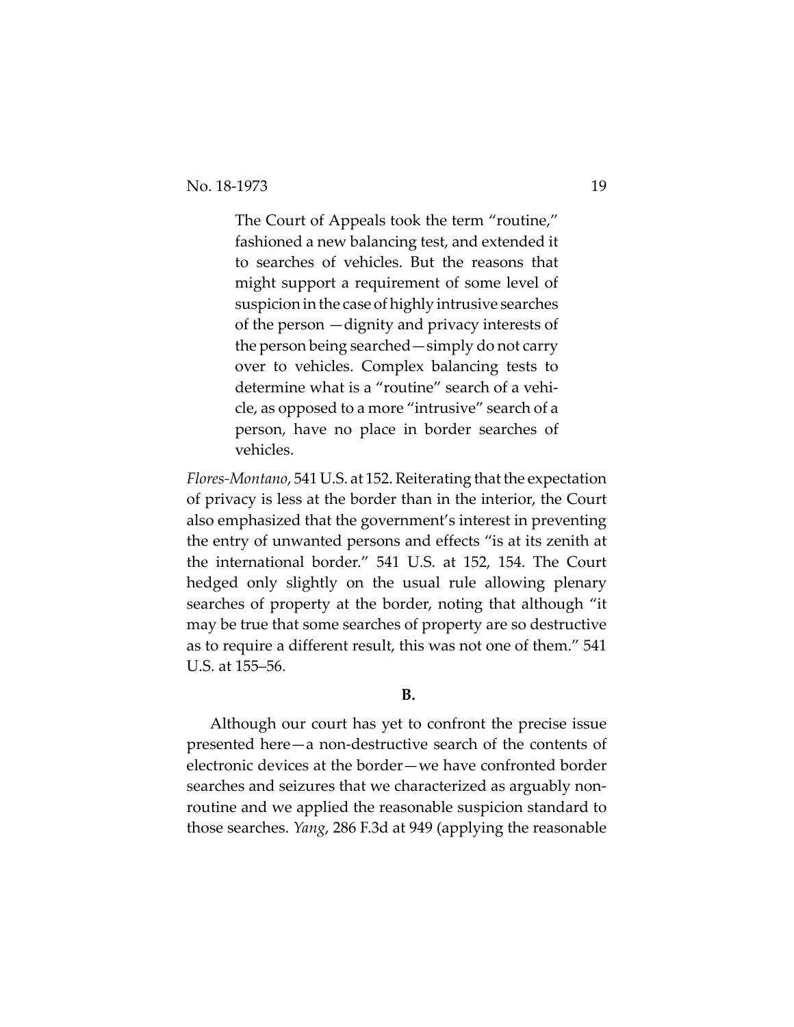> The Court of Appeals took the term "routine," fashioned a new balancing test, and extended it to searches of vehicles. But the reasons that might support a requirement of some level of suspicion in the case of highly intrusive searches of the person —dignity and privacy interests of the person being searched—simply do not carry over to vehicles. Complex balancing tests to determine what is a "routine" search of a vehicle, as opposed to a more "intrusive" search of a person, have no place in border searches of vehicles.

*Flores-Montano*, 541 U.S. at 152. Reiterating that the expectation of privacy is less at the border than in the interior, the Court also emphasized that the government's interest in preventing the entry of unwanted persons and effects "is at its zenith at the international border." 541 U.S. at 152, 154. The Court hedged only slightly on the usual rule allowing plenary searches of property at the border, noting that although "it may be true that some searches of property are so destructive as to require a different result, this was not one of them." 541 U.S. at 155–56.

**B.**

Although our court has yet to confront the precise issue presented here—a non-destructive search of the contents of electronic devices at the border—we have confronted border searches and seizures that we characterized as arguably non-routine and we applied the reasonable suspicion standard to those searches. *Yang*, 286 F.3d at 949 (applying the reasonable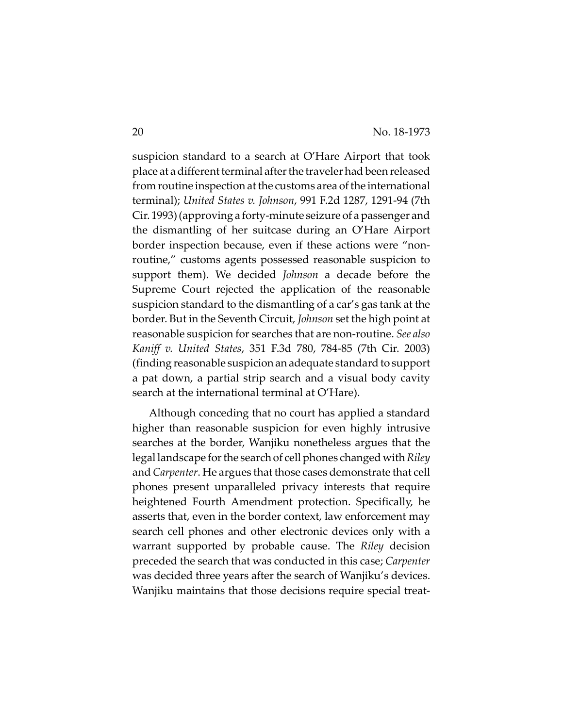suspicion standard to a search at O'Hare Airport that took place at a different terminal after the traveler had been released from routine inspection at the customs area of the international terminal); *United States v. Johnson*, 991 F.2d 1287, 1291-94 (7th Cir. 1993) (approving a forty-minute seizure of a passenger and the dismantling of her suitcase during an O'Hare Airport border inspection because, even if these actions were "non-routine," customs agents possessed reasonable suspicion to support them). We decided *Johnson* a decade before the Supreme Court rejected the application of the reasonable suspicion standard to the dismantling of a car's gas tank at the border. But in the Seventh Circuit, *Johnson* set the high point at reasonable suspicion for searches that are non-routine. *See also Kaniff v. United States*, 351 F.3d 780, 784-85 (7th Cir. 2003) (finding reasonable suspicion an adequate standard to support a pat down, a partial strip search and a visual body cavity search at the international terminal at O'Hare).

Although conceding that no court has applied a standard higher than reasonable suspicion for even highly intrusive searches at the border, Wanjiku nonetheless argues that the legal landscape for the search of cell phones changed with *Riley* and *Carpenter*. He argues that those cases demonstrate that cell phones present unparalleled privacy interests that require heightened Fourth Amendment protection. Specifically, he asserts that, even in the border context, law enforcement may search cell phones and other electronic devices only with a warrant supported by probable cause. The *Riley* decision preceded the search that was conducted in this case; *Carpenter* was decided three years after the search of Wanjiku's devices. Wanjiku maintains that those decisions require special treat-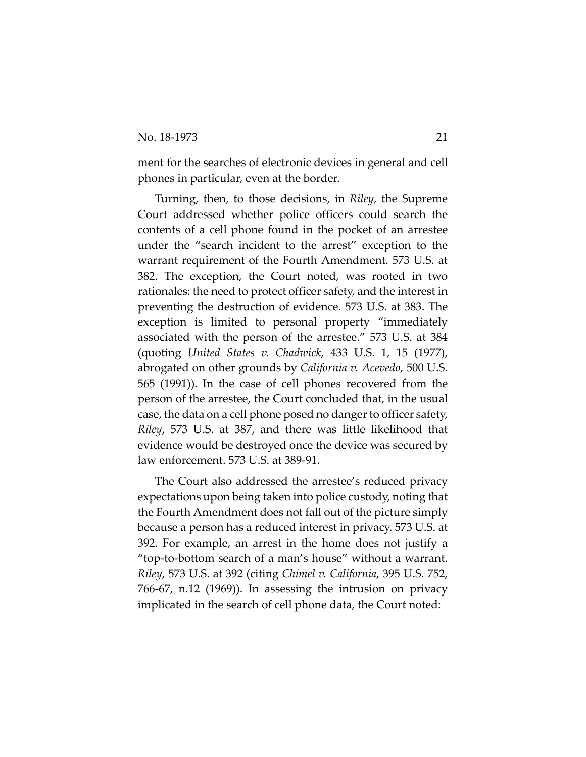ment for the searches of electronic devices in general and cell phones in particular, even at the border.

Turning, then, to those decisions, in *Riley*, the Supreme Court addressed whether police officers could search the contents of a cell phone found in the pocket of an arrestee under the "search incident to the arrest" exception to the warrant requirement of the Fourth Amendment. 573 U.S. at 382. The exception, the Court noted, was rooted in two rationales: the need to protect officer safety, and the interest in preventing the destruction of evidence. 573 U.S. at 383. The exception is limited to personal property "immediately associated with the person of the arrestee." 573 U.S. at 384 (quoting *United States v. Chadwick*, 433 U.S. 1, 15 (1977), abrogated on other grounds by *California v. Acevedo*, 500 U.S. 565 (1991)). In the case of cell phones recovered from the person of the arrestee, the Court concluded that, in the usual case, the data on a cell phone posed no danger to officer safety, *Riley*, 573 U.S. at 387, and there was little likelihood that evidence would be destroyed once the device was secured by law enforcement. 573 U.S. at 389-91.

The Court also addressed the arrestee's reduced privacy expectations upon being taken into police custody, noting that the Fourth Amendment does not fall out of the picture simply because a person has a reduced interest in privacy. 573 U.S. at 392. For example, an arrest in the home does not justify a "top-to-bottom search of a man's house" without a warrant. *Riley*, 573 U.S. at 392 (citing *Chimel v. California*, 395 U.S. 752, 766-67, n.12 (1969)). In assessing the intrusion on privacy implicated in the search of cell phone data, the Court noted: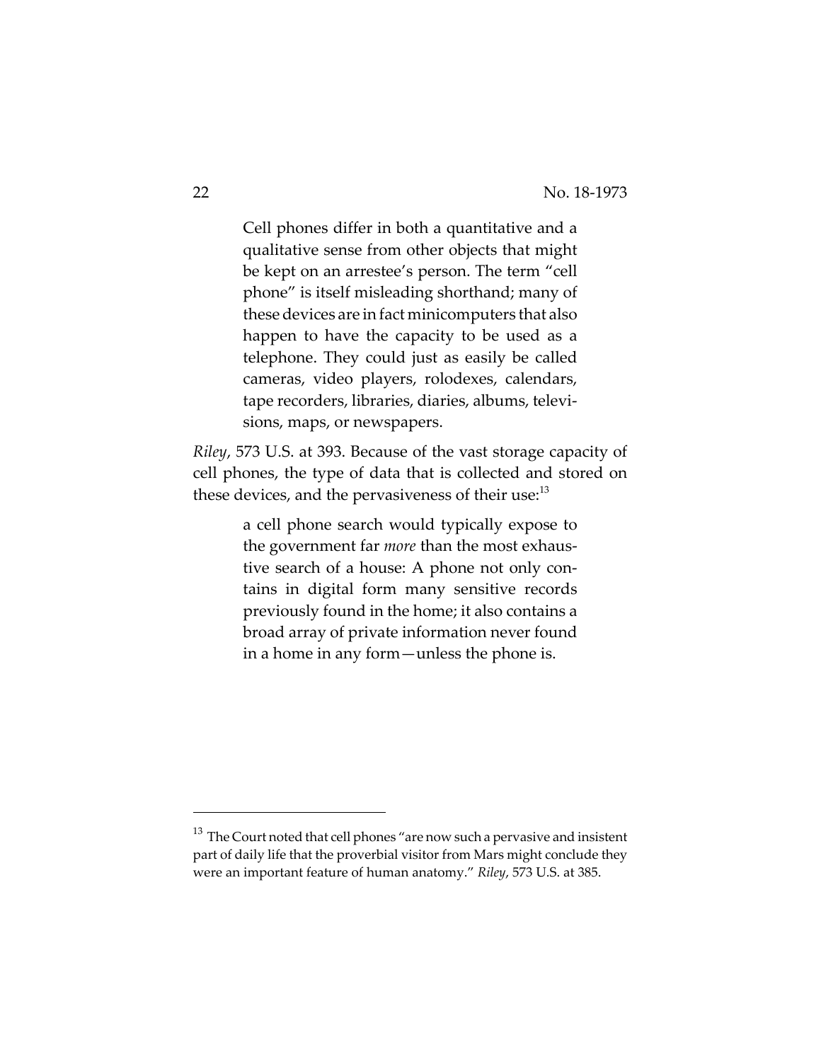> Cell phones differ in both a quantitative and a qualitative sense from other objects that might be kept on an arrestee's person. The term "cell phone" is itself misleading shorthand; many of these devices are in fact minicomputers that also happen to have the capacity to be used as a telephone. They could just as easily be called cameras, video players, rolodexes, calendars, tape recorders, libraries, diaries, albums, televisions, maps, or newspapers.

*Riley*, 573 U.S. at 393. Because of the vast storage capacity of cell phones, the type of data that is collected and stored on these devices, and the pervasiveness of their use:[13]

> a cell phone search would typically expose to the government far *more* than the most exhaustive search of a house: A phone not only contains in digital form many sensitive records previously found in the home; it also contains a broad array of private information never found in a home in any form—unless the phone is.

---

[13] The Court noted that cell phones "are now such a pervasive and insistent part of daily life that the proverbial visitor from Mars might conclude they were an important feature of human anatomy." *Riley*, 573 U.S. at 385.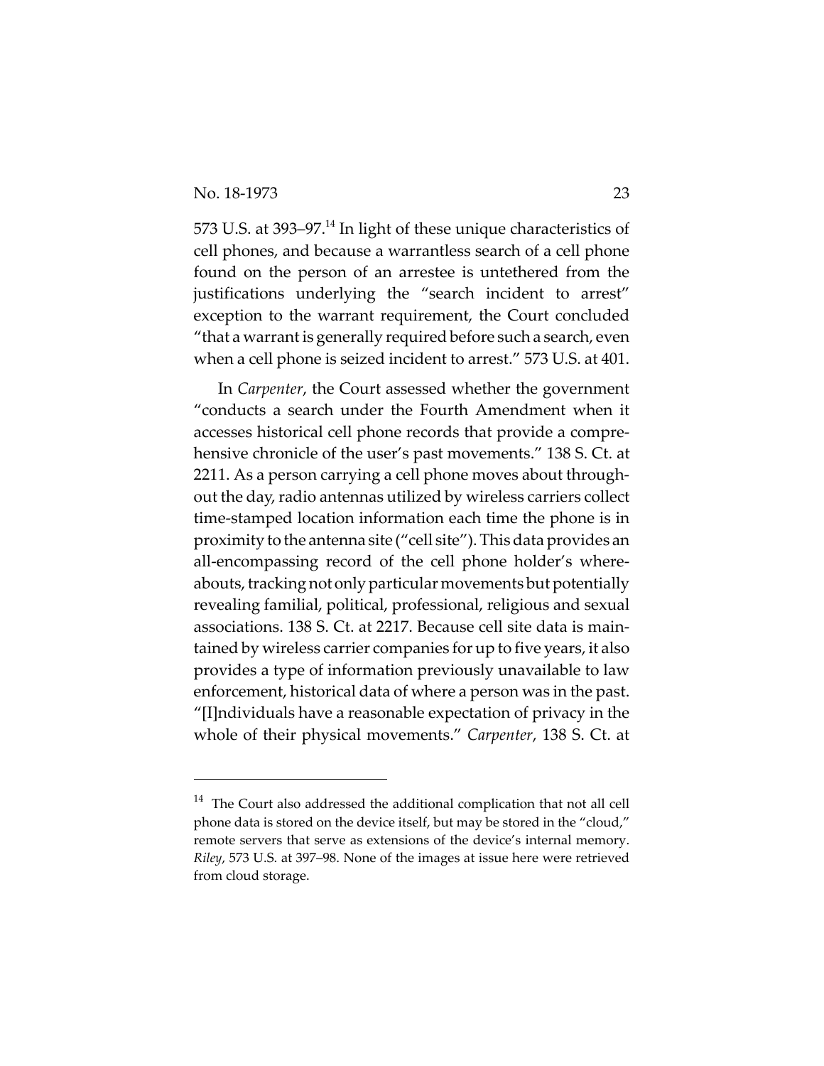573 U.S. at 393–97.[14] In light of these unique characteristics of cell phones, and because a warrantless search of a cell phone found on the person of an arrestee is untethered from the justifications underlying the "search incident to arrest" exception to the warrant requirement, the Court concluded "that a warrant is generally required before such a search, even when a cell phone is seized incident to arrest." 573 U.S. at 401.

In *Carpenter*, the Court assessed whether the government "conducts a search under the Fourth Amendment when it accesses historical cell phone records that provide a comprehensive chronicle of the user's past movements." 138 S. Ct. at 2211. As a person carrying a cell phone moves about throughout the day, radio antennas utilized by wireless carriers collect time-stamped location information each time the phone is in proximity to the antenna site ("cell site"). This data provides an all-encompassing record of the cell phone holder's whereabouts, tracking not only particular movements but potentially revealing familial, political, professional, religious and sexual associations. 138 S. Ct. at 2217. Because cell site data is maintained by wireless carrier companies for up to five years, it also provides a type of information previously unavailable to law enforcement, historical data of where a person was in the past. "[I]ndividuals have a reasonable expectation of privacy in the whole of their physical movements." *Carpenter*, 138 S. Ct. at

---

[14] The Court also addressed the additional complication that not all cell phone data is stored on the device itself, but may be stored in the "cloud," remote servers that serve as extensions of the device's internal memory. *Riley*, 573 U.S. at 397–98. None of the images at issue here were retrieved from cloud storage.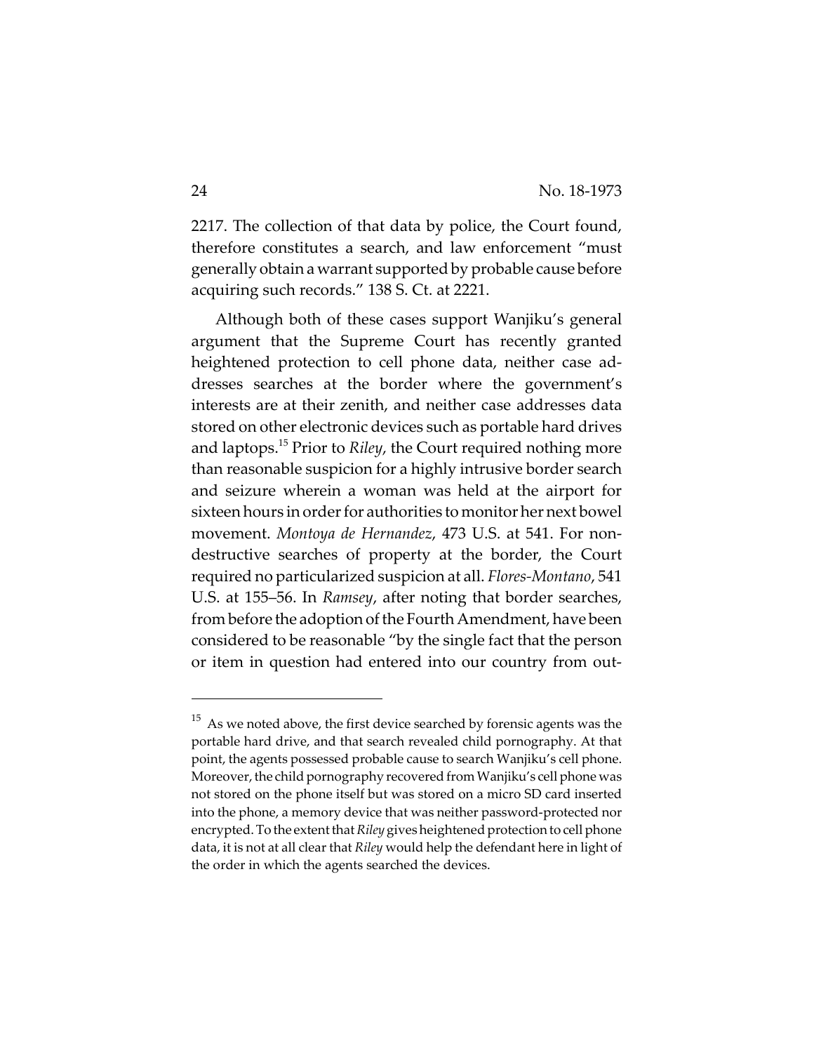2217. The collection of that data by police, the Court found, therefore constitutes a search, and law enforcement "must generally obtain a warrant supported by probable cause before acquiring such records." 138 S. Ct. at 2221.

Although both of these cases support Wanjiku's general argument that the Supreme Court has recently granted heightened protection to cell phone data, neither case addresses searches at the border where the government's interests are at their zenith, and neither case addresses data stored on other electronic devices such as portable hard drives and laptops.[15] Prior to *Riley*, the Court required nothing more than reasonable suspicion for a highly intrusive border search and seizure wherein a woman was held at the airport for sixteen hours in order for authorities to monitor her next bowel movement. *Montoya de Hernandez*, 473 U.S. at 541. For non-destructive searches of property at the border, the Court required no particularized suspicion at all. *Flores-Montano*, 541 U.S. at 155–56. In *Ramsey*, after noting that border searches, from before the adoption of the Fourth Amendment, have been considered to be reasonable "by the single fact that the person or item in question had entered into our country from out-

---

[15] As we noted above, the first device searched by forensic agents was the portable hard drive, and that search revealed child pornography. At that point, the agents possessed probable cause to search Wanjiku's cell phone. Moreover, the child pornography recovered from Wanjiku's cell phone was not stored on the phone itself but was stored on a micro SD card inserted into the phone, a memory device that was neither password-protected nor encrypted. To the extent that *Riley* gives heightened protection to cell phone data, it is not at all clear that *Riley* would help the defendant here in light of the order in which the agents searched the devices.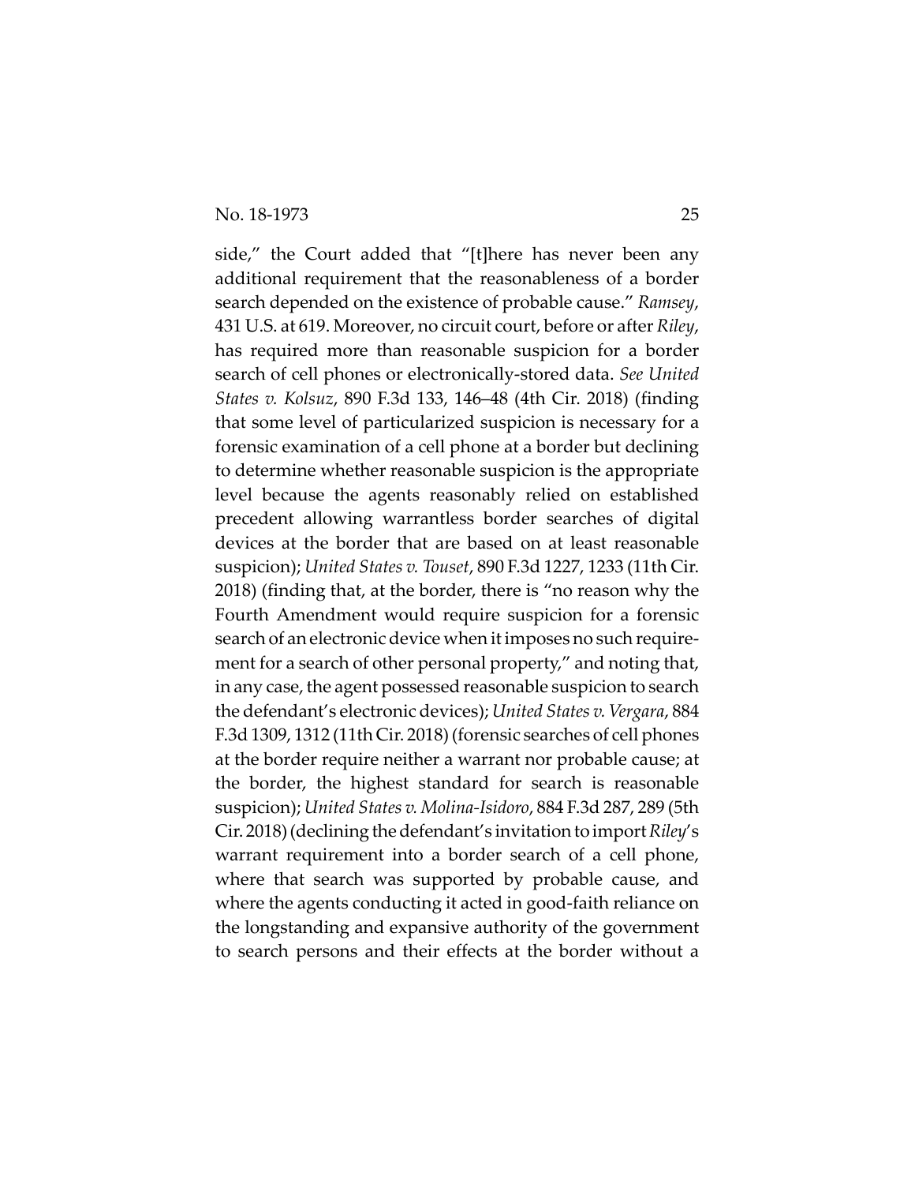side," the Court added that "[t]here has never been any additional requirement that the reasonableness of a border search depended on the existence of probable cause." *Ramsey*, 431 U.S. at 619. Moreover, no circuit court, before or after *Riley*, has required more than reasonable suspicion for a border search of cell phones or electronically-stored data. *See United States v. Kolsuz*, 890 F.3d 133, 146–48 (4th Cir. 2018) (finding that some level of particularized suspicion is necessary for a forensic examination of a cell phone at a border but declining to determine whether reasonable suspicion is the appropriate level because the agents reasonably relied on established precedent allowing warrantless border searches of digital devices at the border that are based on at least reasonable suspicion); *United States v. Touset*, 890 F.3d 1227, 1233 (11th Cir. 2018) (finding that, at the border, there is "no reason why the Fourth Amendment would require suspicion for a forensic search of an electronic device when it imposes no such requirement for a search of other personal property," and noting that, in any case, the agent possessed reasonable suspicion to search the defendant's electronic devices); *United States v. Vergara*, 884 F.3d 1309, 1312 (11th Cir. 2018) (forensic searches of cell phones at the border require neither a warrant nor probable cause; at the border, the highest standard for search is reasonable suspicion); *United States v. Molina-Isidoro*, 884 F.3d 287, 289 (5th Cir. 2018) (declining the defendant's invitation to import *Riley*'s warrant requirement into a border search of a cell phone, where that search was supported by probable cause, and where the agents conducting it acted in good-faith reliance on the longstanding and expansive authority of the government to search persons and their effects at the border without a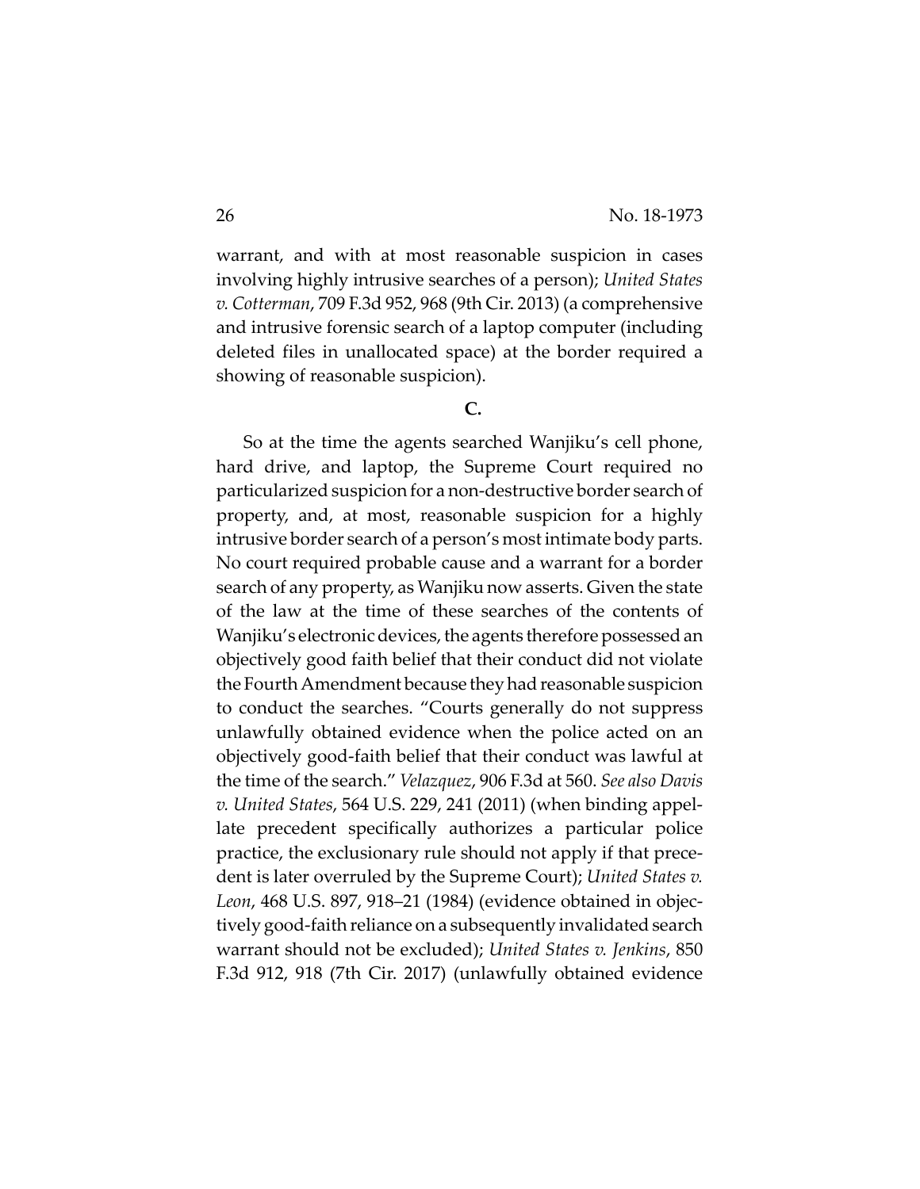warrant, and with at most reasonable suspicion in cases involving highly intrusive searches of a person); *United States v. Cotterman*, 709 F.3d 952, 968 (9th Cir. 2013) (a comprehensive and intrusive forensic search of a laptop computer (including deleted files in unallocated space) at the border required a showing of reasonable suspicion).

### C.

So at the time the agents searched Wanjiku's cell phone, hard drive, and laptop, the Supreme Court required no particularized suspicion for a non-destructive border search of property, and, at most, reasonable suspicion for a highly intrusive border search of a person's most intimate body parts. No court required probable cause and a warrant for a border search of any property, as Wanjiku now asserts. Given the state of the law at the time of these searches of the contents of Wanjiku's electronic devices, the agents therefore possessed an objectively good faith belief that their conduct did not violate the Fourth Amendment because they had reasonable suspicion to conduct the searches. "Courts generally do not suppress unlawfully obtained evidence when the police acted on an objectively good-faith belief that their conduct was lawful at the time of the search." *Velazquez*, 906 F.3d at 560. *See also Davis v. United States*, 564 U.S. 229, 241 (2011) (when binding appellate precedent specifically authorizes a particular police practice, the exclusionary rule should not apply if that precedent is later overruled by the Supreme Court); *United States v. Leon*, 468 U.S. 897, 918–21 (1984) (evidence obtained in objectively good-faith reliance on a subsequently invalidated search warrant should not be excluded); *United States v. Jenkins*, 850 F.3d 912, 918 (7th Cir. 2017) (unlawfully obtained evidence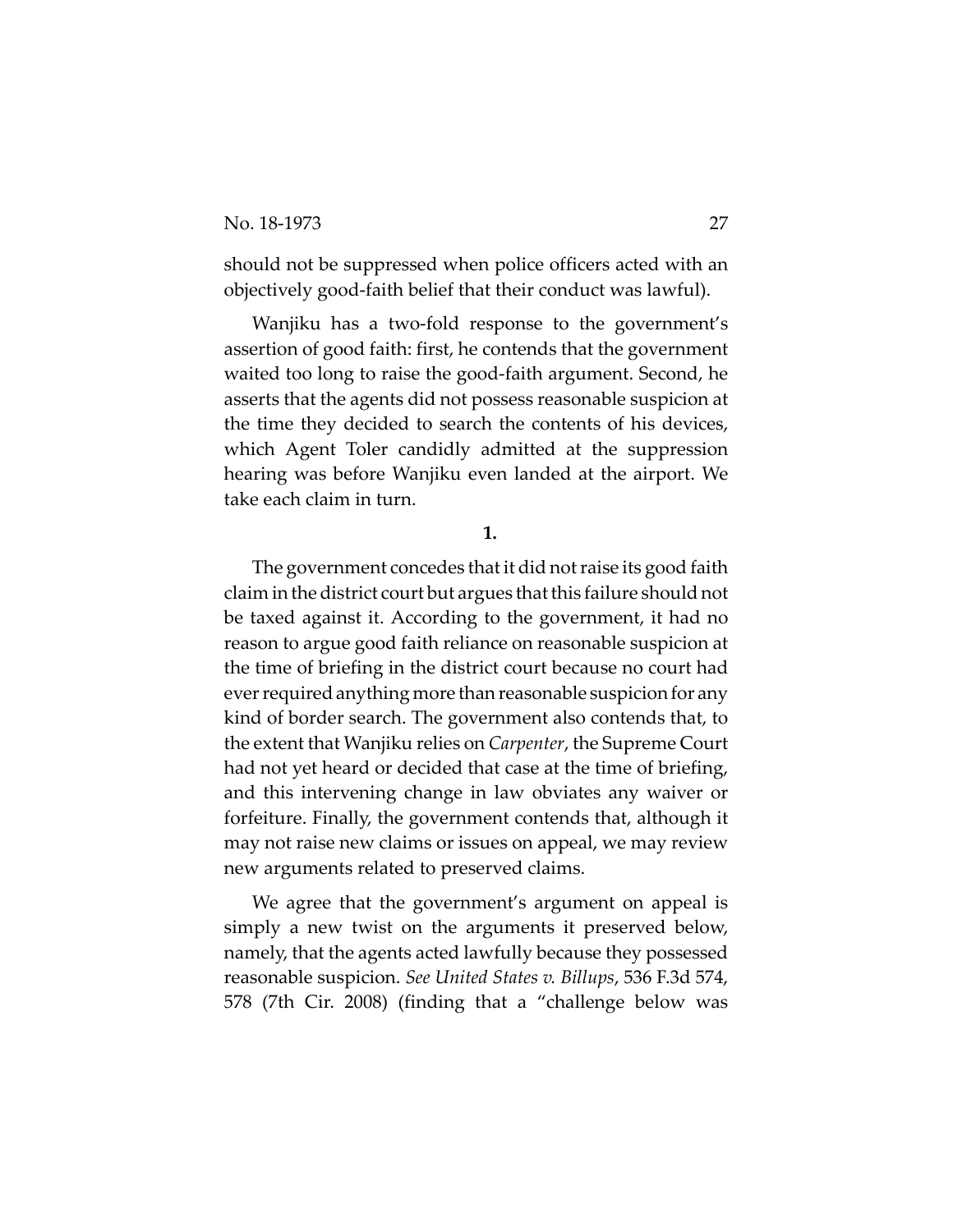should not be suppressed when police officers acted with an objectively good-faith belief that their conduct was lawful).

Wanjiku has a two-fold response to the government's assertion of good faith: first, he contends that the government waited too long to raise the good-faith argument. Second, he asserts that the agents did not possess reasonable suspicion at the time they decided to search the contents of his devices, which Agent Toler candidly admitted at the suppression hearing was before Wanjiku even landed at the airport. We take each claim in turn.

**1.**

The government concedes that it did not raise its good faith claim in the district court but argues that this failure should not be taxed against it. According to the government, it had no reason to argue good faith reliance on reasonable suspicion at the time of briefing in the district court because no court had ever required anything more than reasonable suspicion for any kind of border search. The government also contends that, to the extent that Wanjiku relies on *Carpenter*, the Supreme Court had not yet heard or decided that case at the time of briefing, and this intervening change in law obviates any waiver or forfeiture. Finally, the government contends that, although it may not raise new claims or issues on appeal, we may review new arguments related to preserved claims.

We agree that the government's argument on appeal is simply a new twist on the arguments it preserved below, namely, that the agents acted lawfully because they possessed reasonable suspicion. *See United States v. Billups*, 536 F.3d 574, 578 (7th Cir. 2008) (finding that a "challenge below was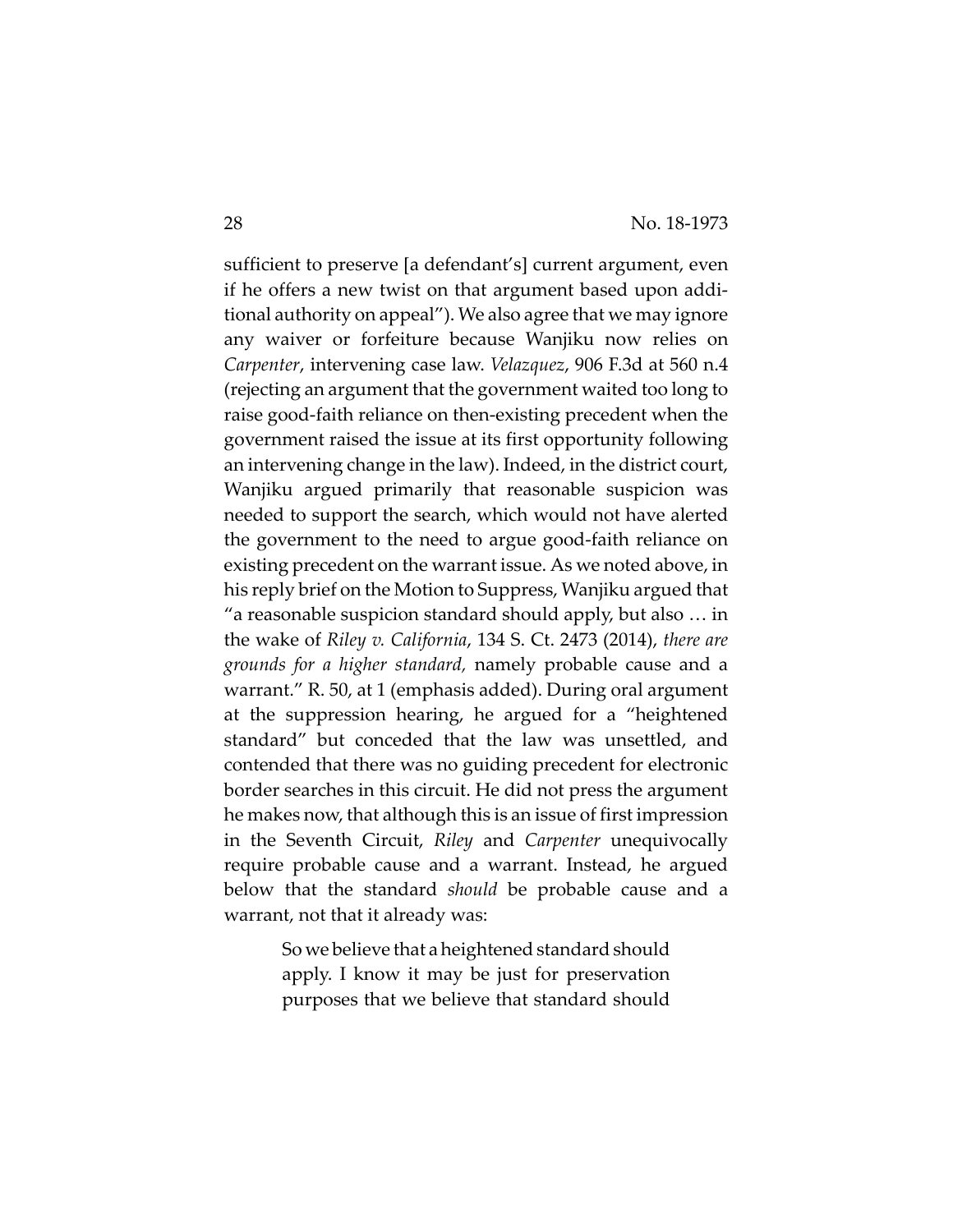sufficient to preserve [a defendant's] current argument, even if he offers a new twist on that argument based upon additional authority on appeal"). We also agree that we may ignore any waiver or forfeiture because Wanjiku now relies on *Carpenter*, intervening case law. *Velazquez*, 906 F.3d at 560 n.4 (rejecting an argument that the government waited too long to raise good-faith reliance on then-existing precedent when the government raised the issue at its first opportunity following an intervening change in the law). Indeed, in the district court, Wanjiku argued primarily that reasonable suspicion was needed to support the search, which would not have alerted the government to the need to argue good-faith reliance on existing precedent on the warrant issue. As we noted above, in his reply brief on the Motion to Suppress, Wanjiku argued that "a reasonable suspicion standard should apply, but also … in the wake of *Riley v. California*, 134 S. Ct. 2473 (2014), *there are grounds for a higher standard,* namely probable cause and a warrant." R. 50, at 1 (emphasis added). During oral argument at the suppression hearing, he argued for a "heightened standard" but conceded that the law was unsettled, and contended that there was no guiding precedent for electronic border searches in this circuit. He did not press the argument he makes now, that although this is an issue of first impression in the Seventh Circuit, *Riley* and *Carpenter* unequivocally require probable cause and a warrant. Instead, he argued below that the standard *should* be probable cause and a warrant, not that it already was:

> So we believe that a heightened standard should apply. I know it may be just for preservation purposes that we believe that standard should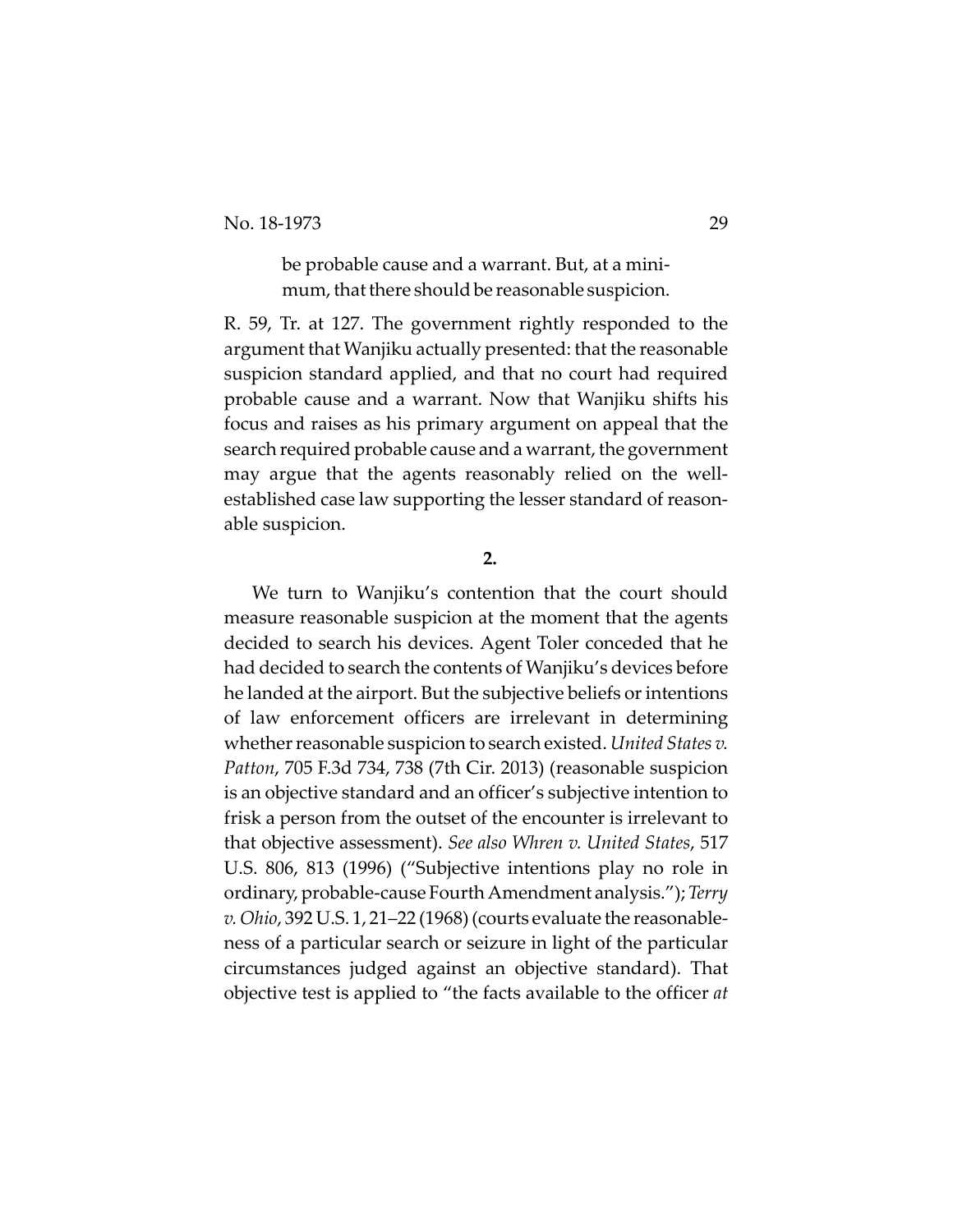> be probable cause and a warrant. But, at a minimum, that there should be reasonable suspicion.

R. 59, Tr. at 127. The government rightly responded to the argument that Wanjiku actually presented: that the reasonable suspicion standard applied, and that no court had required probable cause and a warrant. Now that Wanjiku shifts his focus and raises as his primary argument on appeal that the search required probable cause and a warrant, the government may argue that the agents reasonably relied on the well-established case law supporting the lesser standard of reasonable suspicion.

**2.**

We turn to Wanjiku's contention that the court should measure reasonable suspicion at the moment that the agents decided to search his devices. Agent Toler conceded that he had decided to search the contents of Wanjiku's devices before he landed at the airport. But the subjective beliefs or intentions of law enforcement officers are irrelevant in determining whether reasonable suspicion to search existed. *United States v. Patton*, 705 F.3d 734, 738 (7th Cir. 2013) (reasonable suspicion is an objective standard and an officer's subjective intention to frisk a person from the outset of the encounter is irrelevant to that objective assessment). *See also Whren v. United States*, 517 U.S. 806, 813 (1996) ("Subjective intentions play no role in ordinary, probable-cause Fourth Amendment analysis."); *Terry v. Ohio*, 392 U.S. 1, 21–22 (1968) (courts evaluate the reasonableness of a particular search or seizure in light of the particular circumstances judged against an objective standard). That objective test is applied to "the facts available to the officer *at*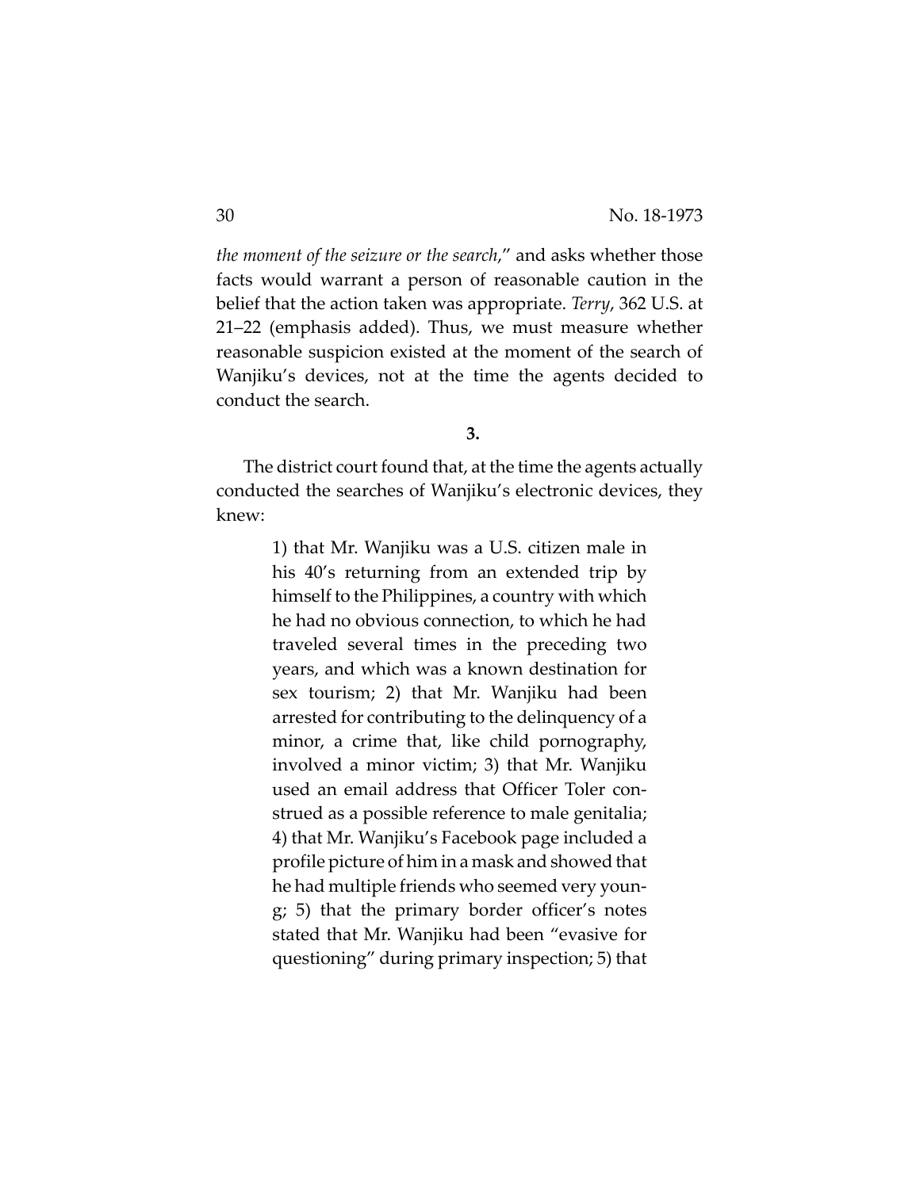*the moment of the seizure or the search*," and asks whether those facts would warrant a person of reasonable caution in the belief that the action taken was appropriate. *Terry*, 362 U.S. at 21–22 (emphasis added). Thus, we must measure whether reasonable suspicion existed at the moment of the search of Wanjiku's devices, not at the time the agents decided to conduct the search.

**3.**

The district court found that, at the time the agents actually conducted the searches of Wanjiku's electronic devices, they knew:

> 1) that Mr. Wanjiku was a U.S. citizen male in his 40's returning from an extended trip by himself to the Philippines, a country with which he had no obvious connection, to which he had traveled several times in the preceding two years, and which was a known destination for sex tourism; 2) that Mr. Wanjiku had been arrested for contributing to the delinquency of a minor, a crime that, like child pornography, involved a minor victim; 3) that Mr. Wanjiku used an email address that Officer Toler construed as a possible reference to male genitalia; 4) that Mr. Wanjiku's Facebook page included a profile picture of him in a mask and showed that he had multiple friends who seemed very young; 5) that the primary border officer's notes stated that Mr. Wanjiku had been "evasive for questioning" during primary inspection; 5) that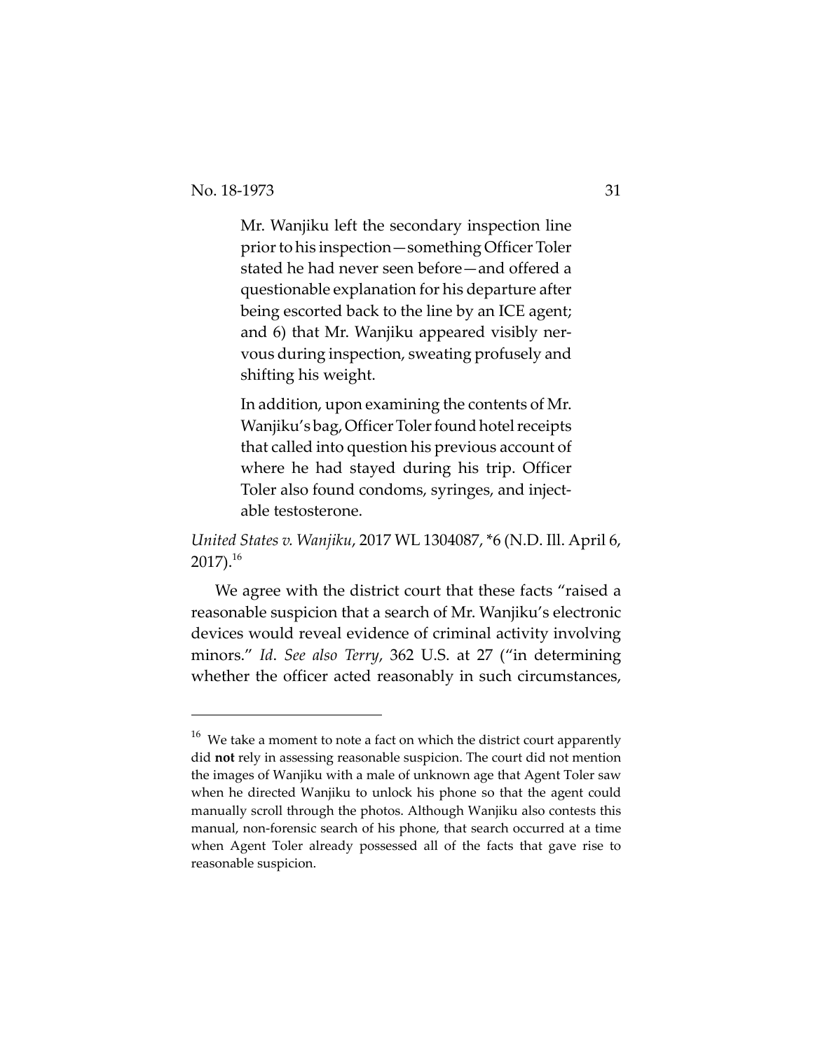> Mr. Wanjiku left the secondary inspection line prior to his inspection—something Officer Toler stated he had never seen before—and offered a questionable explanation for his departure after being escorted back to the line by an ICE agent; and 6) that Mr. Wanjiku appeared visibly nervous during inspection, sweating profusely and shifting his weight.
>
> In addition, upon examining the contents of Mr. Wanjiku's bag, Officer Toler found hotel receipts that called into question his previous account of where he had stayed during his trip. Officer Toler also found condoms, syringes, and injectable testosterone.

*United States v. Wanjiku*, 2017 WL 1304087, *6 (N.D. Ill. April 6, 2017).[16]

We agree with the district court that these facts "raised a reasonable suspicion that a search of Mr. Wanjiku's electronic devices would reveal evidence of criminal activity involving minors." *Id*. *See also Terry*, 362 U.S. at 27 ("in determining whether the officer acted reasonably in such circumstances,

---

[16] We take a moment to note a fact on which the district court apparently did **not** rely in assessing reasonable suspicion. The court did not mention the images of Wanjiku with a male of unknown age that Agent Toler saw when he directed Wanjiku to unlock his phone so that the agent could manually scroll through the photos. Although Wanjiku also contests this manual, non-forensic search of his phone, that search occurred at a time when Agent Toler already possessed all of the facts that gave rise to reasonable suspicion.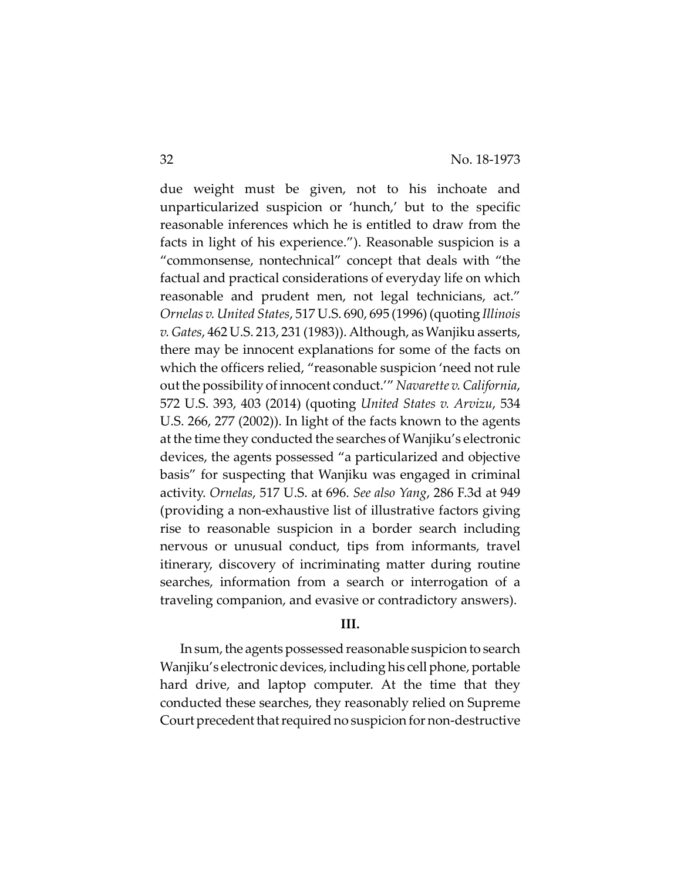due weight must be given, not to his inchoate and unparticularized suspicion or 'hunch,' but to the specific reasonable inferences which he is entitled to draw from the facts in light of his experience."). Reasonable suspicion is a "commonsense, nontechnical" concept that deals with "the factual and practical considerations of everyday life on which reasonable and prudent men, not legal technicians, act." *Ornelas v. United States*, 517 U.S. 690, 695 (1996) (quoting *Illinois v. Gates*, 462 U.S. 213, 231 (1983)). Although, as Wanjiku asserts, there may be innocent explanations for some of the facts on which the officers relied, "reasonable suspicion 'need not rule out the possibility of innocent conduct.'" *Navarette v. California*, 572 U.S. 393, 403 (2014) (quoting *United States v. Arvizu*, 534 U.S. 266, 277 (2002)). In light of the facts known to the agents at the time they conducted the searches of Wanjiku's electronic devices, the agents possessed "a particularized and objective basis" for suspecting that Wanjiku was engaged in criminal activity. *Ornelas*, 517 U.S. at 696. *See also Yang*, 286 F.3d at 949 (providing a non-exhaustive list of illustrative factors giving rise to reasonable suspicion in a border search including nervous or unusual conduct, tips from informants, travel itinerary, discovery of incriminating matter during routine searches, information from a search or interrogation of a traveling companion, and evasive or contradictory answers).

### III.

In sum, the agents possessed reasonable suspicion to search Wanjiku's electronic devices, including his cell phone, portable hard drive, and laptop computer. At the time that they conducted these searches, they reasonably relied on Supreme Court precedent that required no suspicion for non-destructive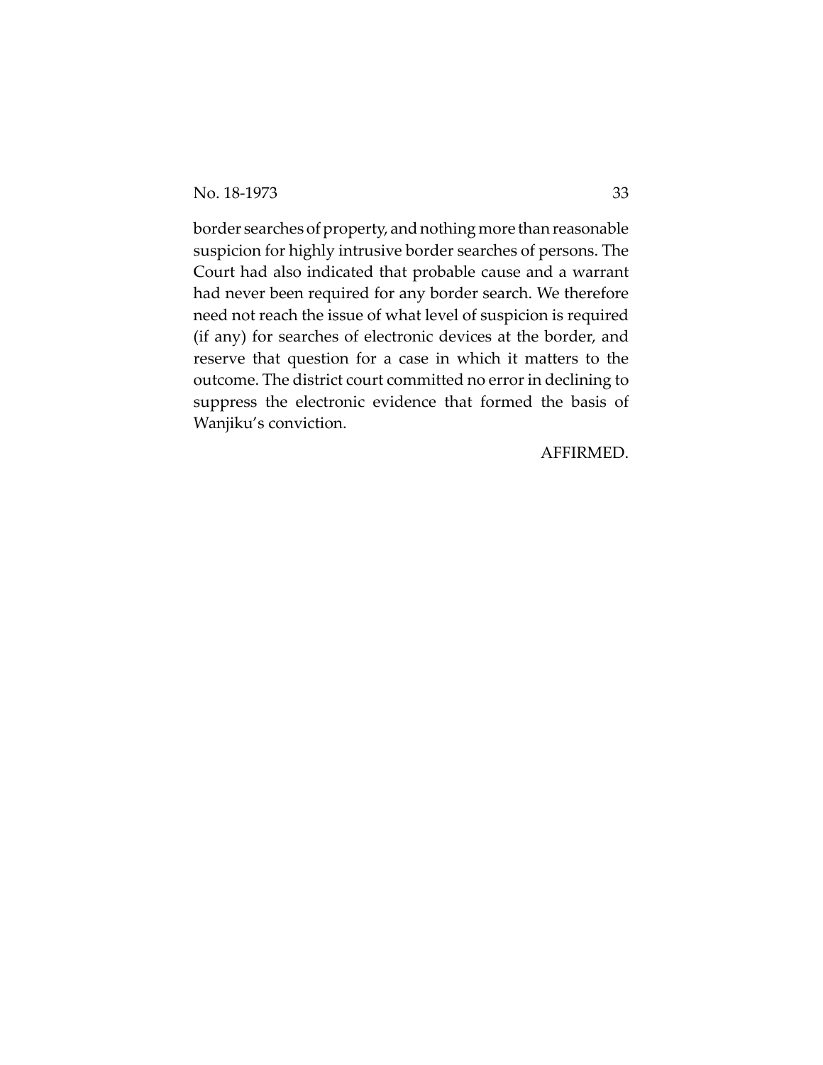border searches of property, and nothing more than reasonable suspicion for highly intrusive border searches of persons. The Court had also indicated that probable cause and a warrant had never been required for any border search. We therefore need not reach the issue of what level of suspicion is required (if any) for searches of electronic devices at the border, and reserve that question for a case in which it matters to the outcome. The district court committed no error in declining to suppress the electronic evidence that formed the basis of Wanjiku's conviction.

AFFIRMED.